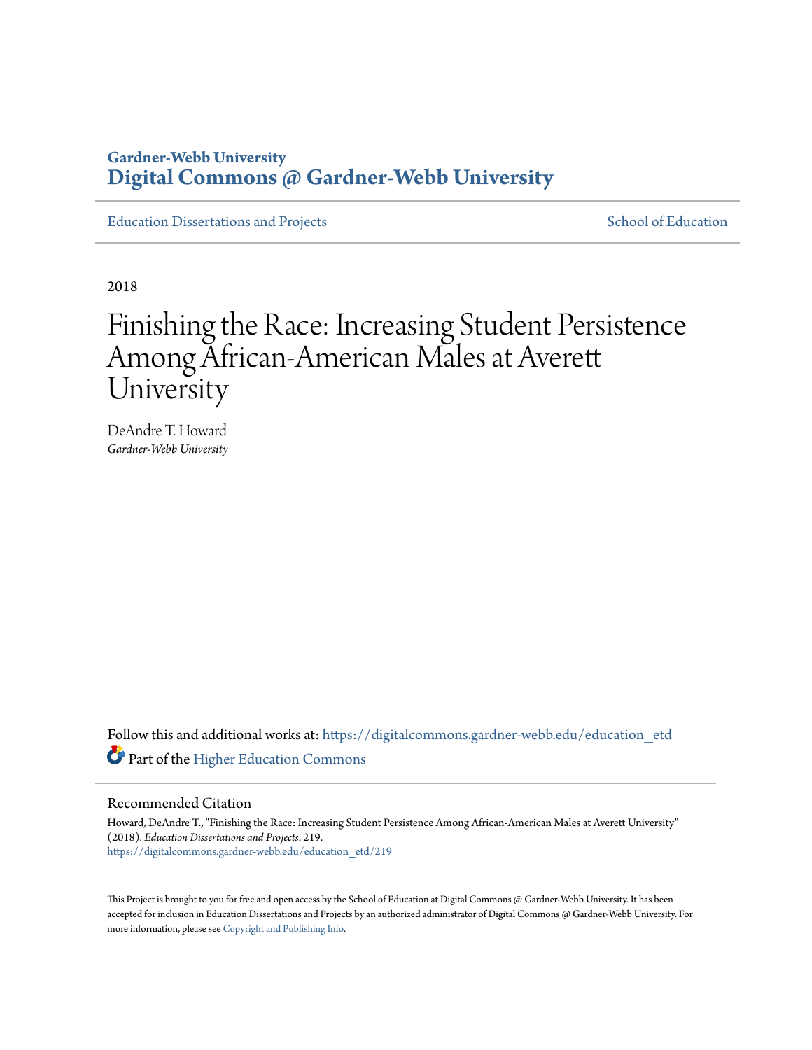Gardner-Webb University
**Digital Commons @ Gardner-Webb University**

Education Dissertations and Projects | School of Education

2018

# Finishing the Race: Increasing Student Persistence Among African-American Males at Averett University

DeAndre T. Howard
*Gardner-Webb University*

Follow this and additional works at: https://digitalcommons.gardner-webb.edu/education_etd

Part of the Higher Education Commons

## Recommended Citation

Howard, DeAndre T., "Finishing the Race: Increasing Student Persistence Among African-American Males at Averett University" (2018). *Education Dissertations and Projects*. 219.
https://digitalcommons.gardner-webb.edu/education_etd/219

This Project is brought to you for free and open access by the School of Education at Digital Commons @ Gardner-Webb University. It has been accepted for inclusion in Education Dissertations and Projects by an authorized administrator of Digital Commons @ Gardner-Webb University. For more information, please see Copyright and Publishing Info.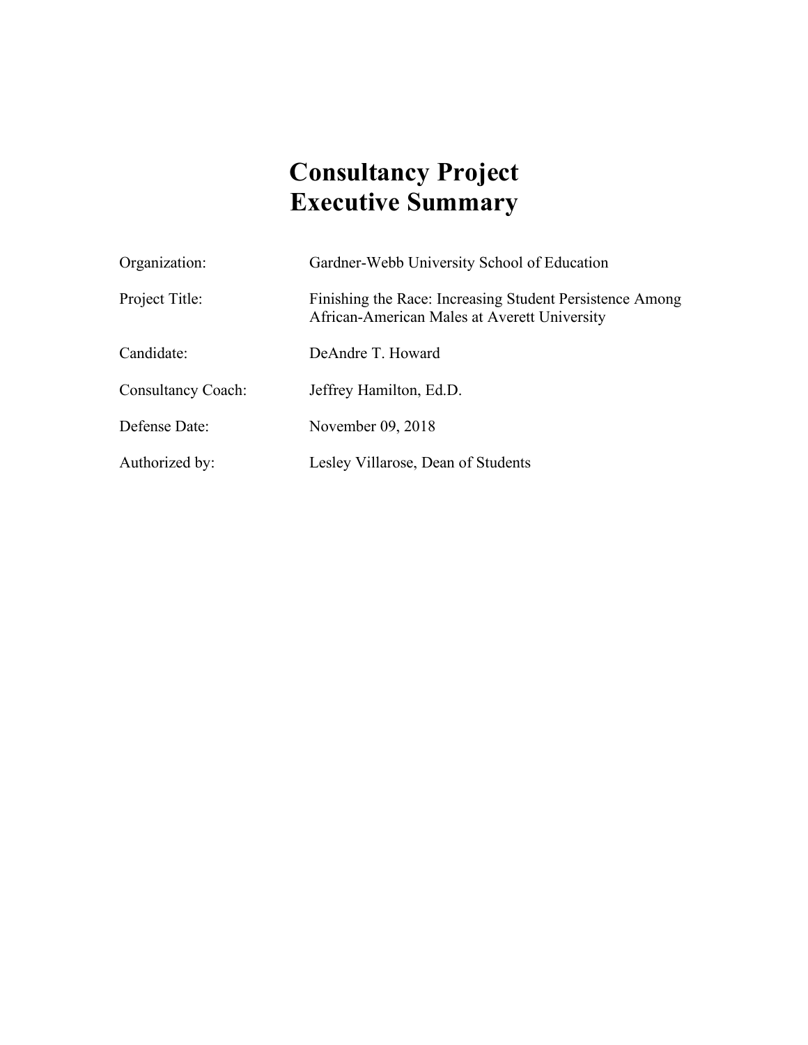# Consultancy Project
# Executive Summary

| | |
|---|---|
| Organization: | Gardner-Webb University School of Education |
| Project Title: | Finishing the Race: Increasing Student Persistence Among African-American Males at Averett University |
| Candidate: | DeAndre T. Howard |
| Consultancy Coach: | Jeffrey Hamilton, Ed.D. |
| Defense Date: | November 09, 2018 |
| Authorized by: | Lesley Villarose, Dean of Students |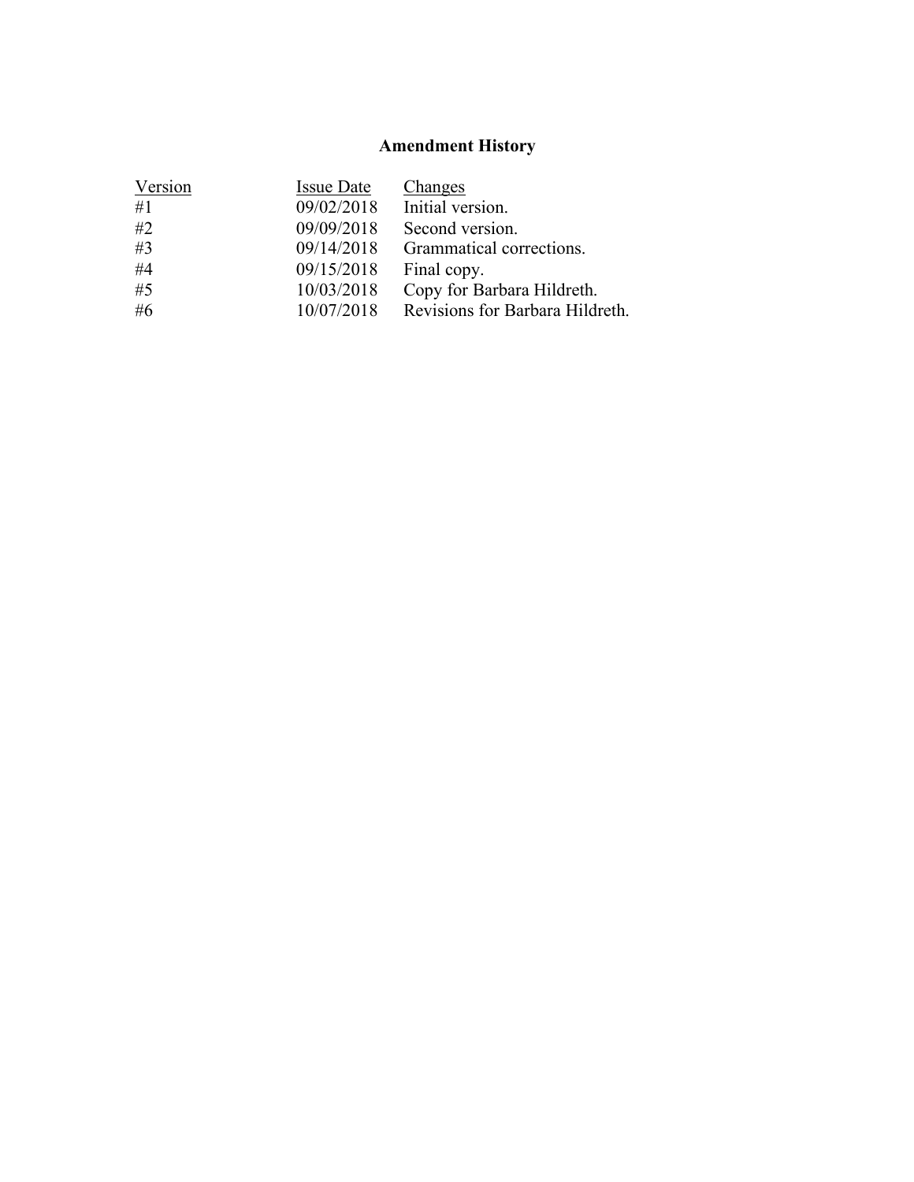## Amendment History

| Version | Issue Date | Changes |
| --- | --- | --- |
| #1 | 09/02/2018 | Initial version. |
| #2 | 09/09/2018 | Second version. |
| #3 | 09/14/2018 | Grammatical corrections. |
| #4 | 09/15/2018 | Final copy. |
| #5 | 10/03/2018 | Copy for Barbara Hildreth. |
| #6 | 10/07/2018 | Revisions for Barbara Hildreth. |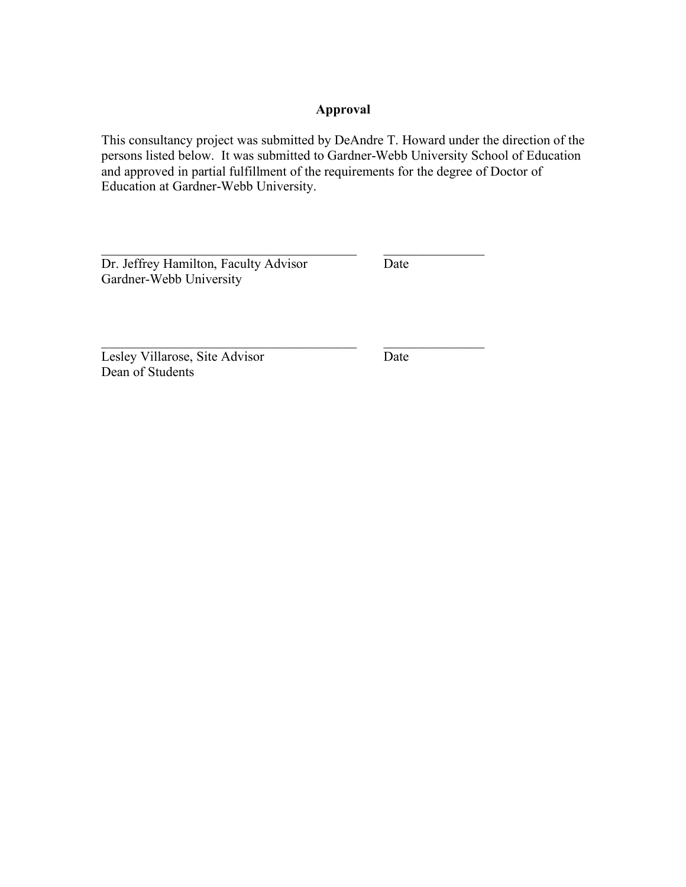## Approval

This consultancy project was submitted by DeAndre T. Howard under the direction of the persons listed below. It was submitted to Gardner-Webb University School of Education and approved in partial fulfillment of the requirements for the degree of Doctor of Education at Gardner-Webb University.

\_\_\_\_\_\_\_\_\_\_\_\_\_\_\_\_\_\_\_\_\_\_\_\_\_\_\_\_\_\_\_\_\_\_\_\_\_\_\_\_ \_\_\_\_\_\_\_\_\_\_\_\_\_\_\_\_\_\_
Dr. Jeffrey Hamilton, Faculty Advisor Date
Gardner-Webb University

\_\_\_\_\_\_\_\_\_\_\_\_\_\_\_\_\_\_\_\_\_\_\_\_\_\_\_\_\_\_\_\_\_\_\_\_\_\_\_\_ \_\_\_\_\_\_\_\_\_\_\_\_\_\_\_\_\_\_
Lesley Villarose, Site Advisor Date
Dean of Students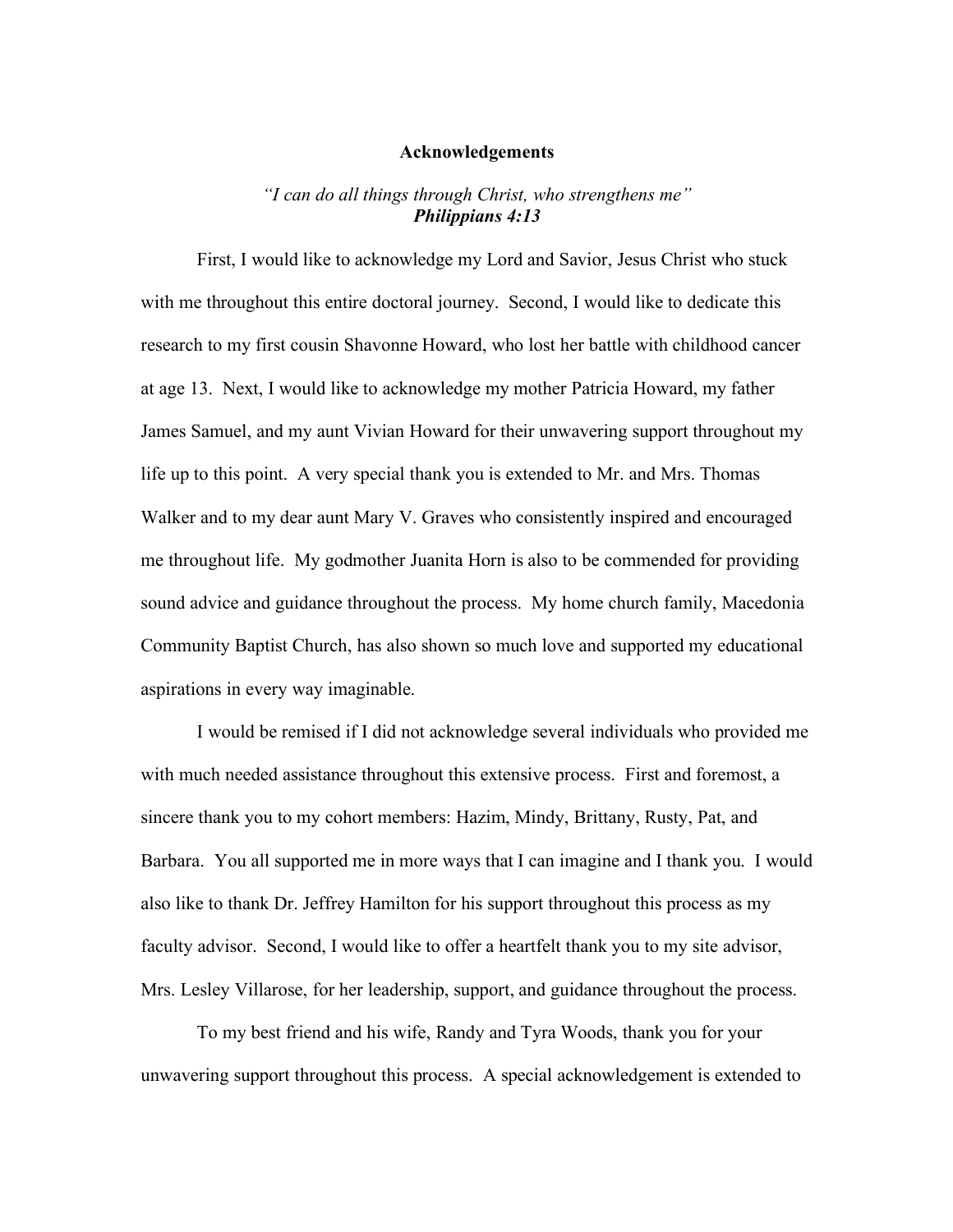# Acknowledgements

*"I can do all things through Christ, who strengthens me"*
***Philippians 4:13***

First, I would like to acknowledge my Lord and Savior, Jesus Christ who stuck with me throughout this entire doctoral journey. Second, I would like to dedicate this research to my first cousin Shavonne Howard, who lost her battle with childhood cancer at age 13. Next, I would like to acknowledge my mother Patricia Howard, my father James Samuel, and my aunt Vivian Howard for their unwavering support throughout my life up to this point. A very special thank you is extended to Mr. and Mrs. Thomas Walker and to my dear aunt Mary V. Graves who consistently inspired and encouraged me throughout life. My godmother Juanita Horn is also to be commended for providing sound advice and guidance throughout the process. My home church family, Macedonia Community Baptist Church, has also shown so much love and supported my educational aspirations in every way imaginable.

I would be remised if I did not acknowledge several individuals who provided me with much needed assistance throughout this extensive process. First and foremost, a sincere thank you to my cohort members: Hazim, Mindy, Brittany, Rusty, Pat, and Barbara. You all supported me in more ways that I can imagine and I thank you. I would also like to thank Dr. Jeffrey Hamilton for his support throughout this process as my faculty advisor. Second, I would like to offer a heartfelt thank you to my site advisor, Mrs. Lesley Villarose, for her leadership, support, and guidance throughout the process.

To my best friend and his wife, Randy and Tyra Woods, thank you for your unwavering support throughout this process. A special acknowledgement is extended to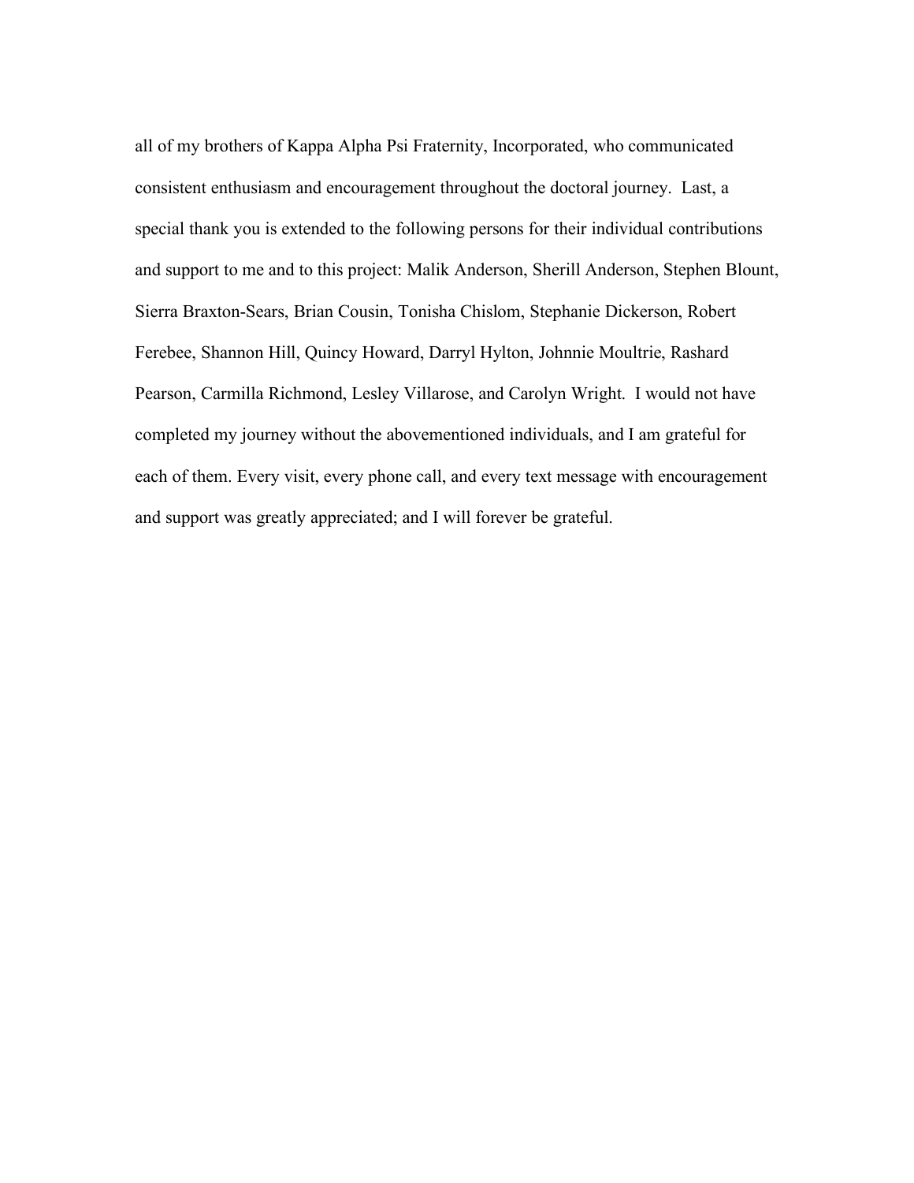all of my brothers of Kappa Alpha Psi Fraternity, Incorporated, who communicated consistent enthusiasm and encouragement throughout the doctoral journey. Last, a special thank you is extended to the following persons for their individual contributions and support to me and to this project: Malik Anderson, Sherill Anderson, Stephen Blount, Sierra Braxton-Sears, Brian Cousin, Tonisha Chislom, Stephanie Dickerson, Robert Ferebee, Shannon Hill, Quincy Howard, Darryl Hylton, Johnnie Moultrie, Rashard Pearson, Carmilla Richmond, Lesley Villarose, and Carolyn Wright. I would not have completed my journey without the abovementioned individuals, and I am grateful for each of them. Every visit, every phone call, and every text message with encouragement and support was greatly appreciated; and I will forever be grateful.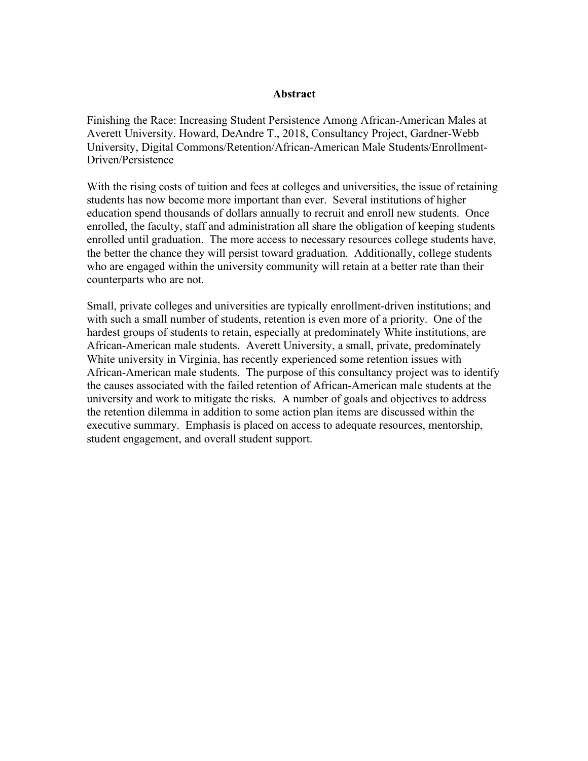## Abstract

Finishing the Race: Increasing Student Persistence Among African-American Males at Averett University. Howard, DeAndre T., 2018, Consultancy Project, Gardner-Webb University, Digital Commons/Retention/African-American Male Students/Enrollment-Driven/Persistence

With the rising costs of tuition and fees at colleges and universities, the issue of retaining students has now become more important than ever. Several institutions of higher education spend thousands of dollars annually to recruit and enroll new students. Once enrolled, the faculty, staff and administration all share the obligation of keeping students enrolled until graduation. The more access to necessary resources college students have, the better the chance they will persist toward graduation. Additionally, college students who are engaged within the university community will retain at a better rate than their counterparts who are not.

Small, private colleges and universities are typically enrollment-driven institutions; and with such a small number of students, retention is even more of a priority. One of the hardest groups of students to retain, especially at predominately White institutions, are African-American male students. Averett University, a small, private, predominately White university in Virginia, has recently experienced some retention issues with African-American male students. The purpose of this consultancy project was to identify the causes associated with the failed retention of African-American male students at the university and work to mitigate the risks. A number of goals and objectives to address the retention dilemma in addition to some action plan items are discussed within the executive summary. Emphasis is placed on access to adequate resources, mentorship, student engagement, and overall student support.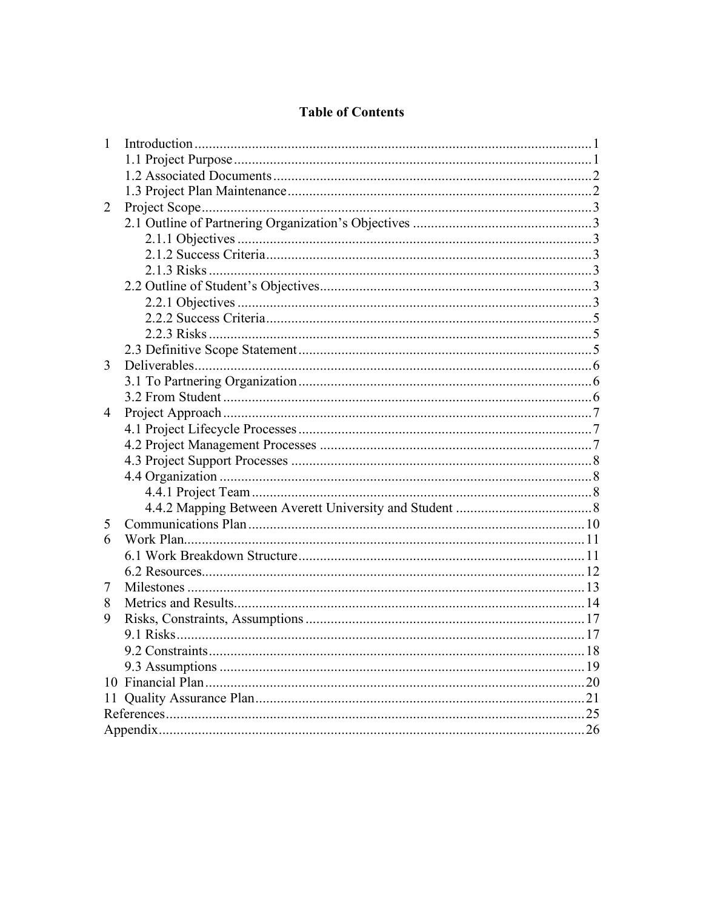# Table of Contents

1 Introduction ..... 1
- 1.1 Project Purpose ..... 1
- 1.2 Associated Documents ..... 2
- 1.3 Project Plan Maintenance ..... 2

2 Project Scope ..... 3
- 2.1 Outline of Partnering Organization's Objectives ..... 3
  - 2.1.1 Objectives ..... 3
  - 2.1.2 Success Criteria ..... 3
  - 2.1.3 Risks ..... 3
- 2.2 Outline of Student's Objectives ..... 3
  - 2.2.1 Objectives ..... 3
  - 2.2.2 Success Criteria ..... 5
  - 2.2.3 Risks ..... 5
- 2.3 Definitive Scope Statement ..... 5

3 Deliverables ..... 6
- 3.1 To Partnering Organization ..... 6
- 3.2 From Student ..... 6

4 Project Approach ..... 7
- 4.1 Project Lifecycle Processes ..... 7
- 4.2 Project Management Processes ..... 7
- 4.3 Project Support Processes ..... 8
- 4.4 Organization ..... 8
  - 4.4.1 Project Team ..... 8
  - 4.4.2 Mapping Between Averett University and Student ..... 8

5 Communications Plan ..... 10

6 Work Plan ..... 11
- 6.1 Work Breakdown Structure ..... 11
- 6.2 Resources ..... 12

7 Milestones ..... 13

8 Metrics and Results ..... 14

9 Risks, Constraints, Assumptions ..... 17
- 9.1 Risks ..... 17
- 9.2 Constraints ..... 18
- 9.3 Assumptions ..... 19

10 Financial Plan ..... 20

11 Quality Assurance Plan ..... 21

References ..... 25

Appendix ..... 26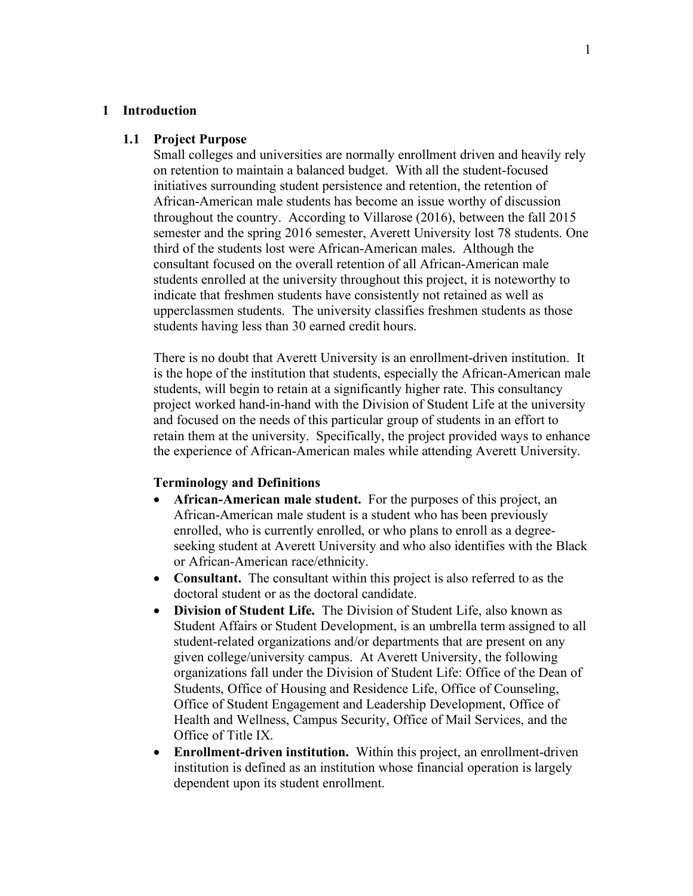# 1 Introduction

## 1.1 Project Purpose

Small colleges and universities are normally enrollment driven and heavily rely on retention to maintain a balanced budget. With all the student-focused initiatives surrounding student persistence and retention, the retention of African-American male students has become an issue worthy of discussion throughout the country. According to Villarose (2016), between the fall 2015 semester and the spring 2016 semester, Averett University lost 78 students. One third of the students lost were African-American males. Although the consultant focused on the overall retention of all African-American male students enrolled at the university throughout this project, it is noteworthy to indicate that freshmen students have consistently not retained as well as upperclassmen students. The university classifies freshmen students as those students having less than 30 earned credit hours.

There is no doubt that Averett University is an enrollment-driven institution. It is the hope of the institution that students, especially the African-American male students, will begin to retain at a significantly higher rate. This consultancy project worked hand-in-hand with the Division of Student Life at the university and focused on the needs of this particular group of students in an effort to retain them at the university. Specifically, the project provided ways to enhance the experience of African-American males while attending Averett University.

**Terminology and Definitions**

- **African-American male student.** For the purposes of this project, an African-American male student is a student who has been previously enrolled, who is currently enrolled, or who plans to enroll as a degree-seeking student at Averett University and who also identifies with the Black or African-American race/ethnicity.
- **Consultant.** The consultant within this project is also referred to as the doctoral student or as the doctoral candidate.
- **Division of Student Life.** The Division of Student Life, also known as Student Affairs or Student Development, is an umbrella term assigned to all student-related organizations and/or departments that are present on any given college/university campus. At Averett University, the following organizations fall under the Division of Student Life: Office of the Dean of Students, Office of Housing and Residence Life, Office of Counseling, Office of Student Engagement and Leadership Development, Office of Health and Wellness, Campus Security, Office of Mail Services, and the Office of Title IX.
- **Enrollment-driven institution.** Within this project, an enrollment-driven institution is defined as an institution whose financial operation is largely dependent upon its student enrollment.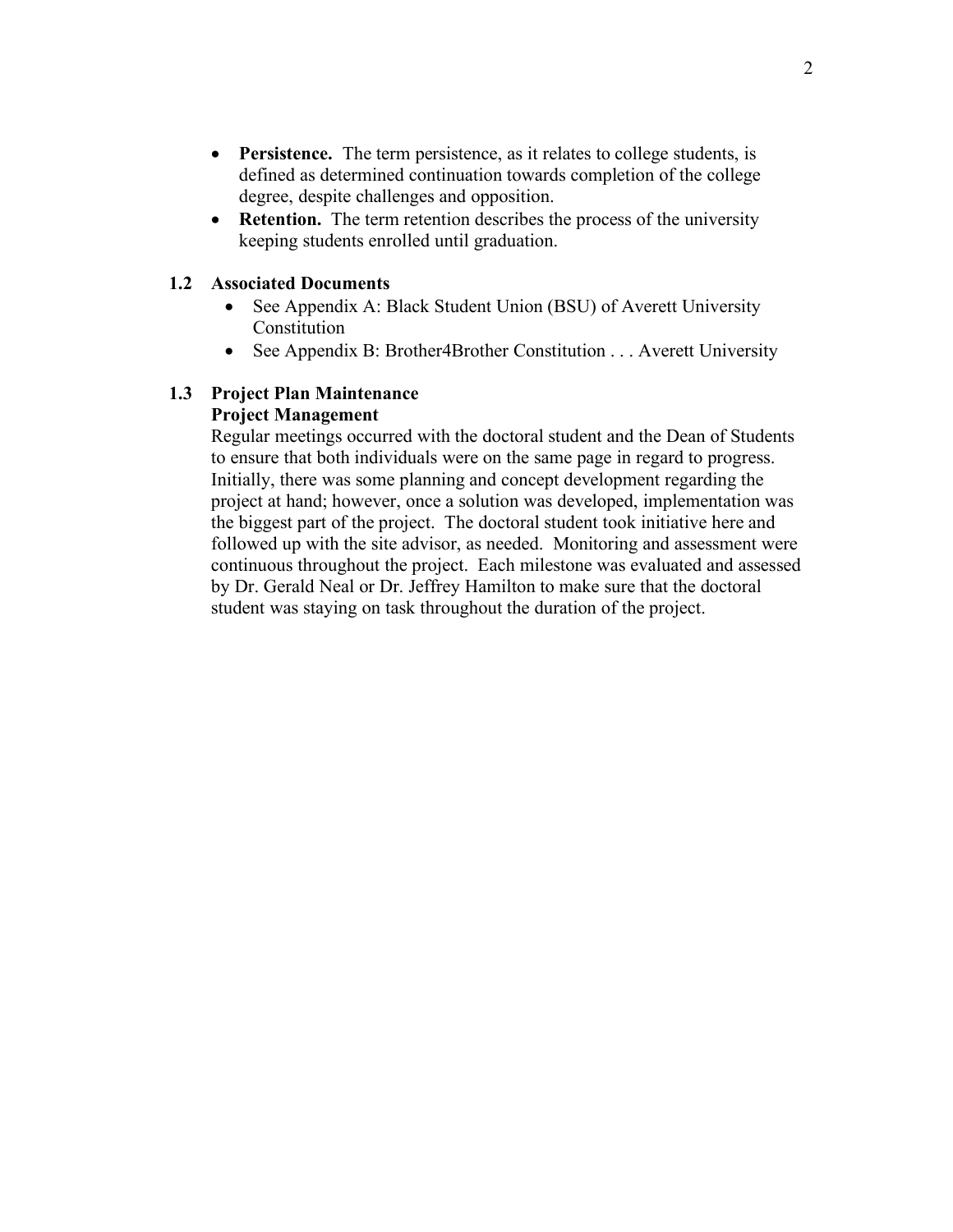- **Persistence.** The term persistence, as it relates to college students, is defined as determined continuation towards completion of the college degree, despite challenges and opposition.
- **Retention.** The term retention describes the process of the university keeping students enrolled until graduation.

## 1.2 Associated Documents

- See Appendix A: Black Student Union (BSU) of Averett University Constitution
- See Appendix B: Brother4Brother Constitution . . . Averett University

## 1.3 Project Plan Maintenance

**Project Management**

Regular meetings occurred with the doctoral student and the Dean of Students to ensure that both individuals were on the same page in regard to progress. Initially, there was some planning and concept development regarding the project at hand; however, once a solution was developed, implementation was the biggest part of the project. The doctoral student took initiative here and followed up with the site advisor, as needed. Monitoring and assessment were continuous throughout the project. Each milestone was evaluated and assessed by Dr. Gerald Neal or Dr. Jeffrey Hamilton to make sure that the doctoral student was staying on task throughout the duration of the project.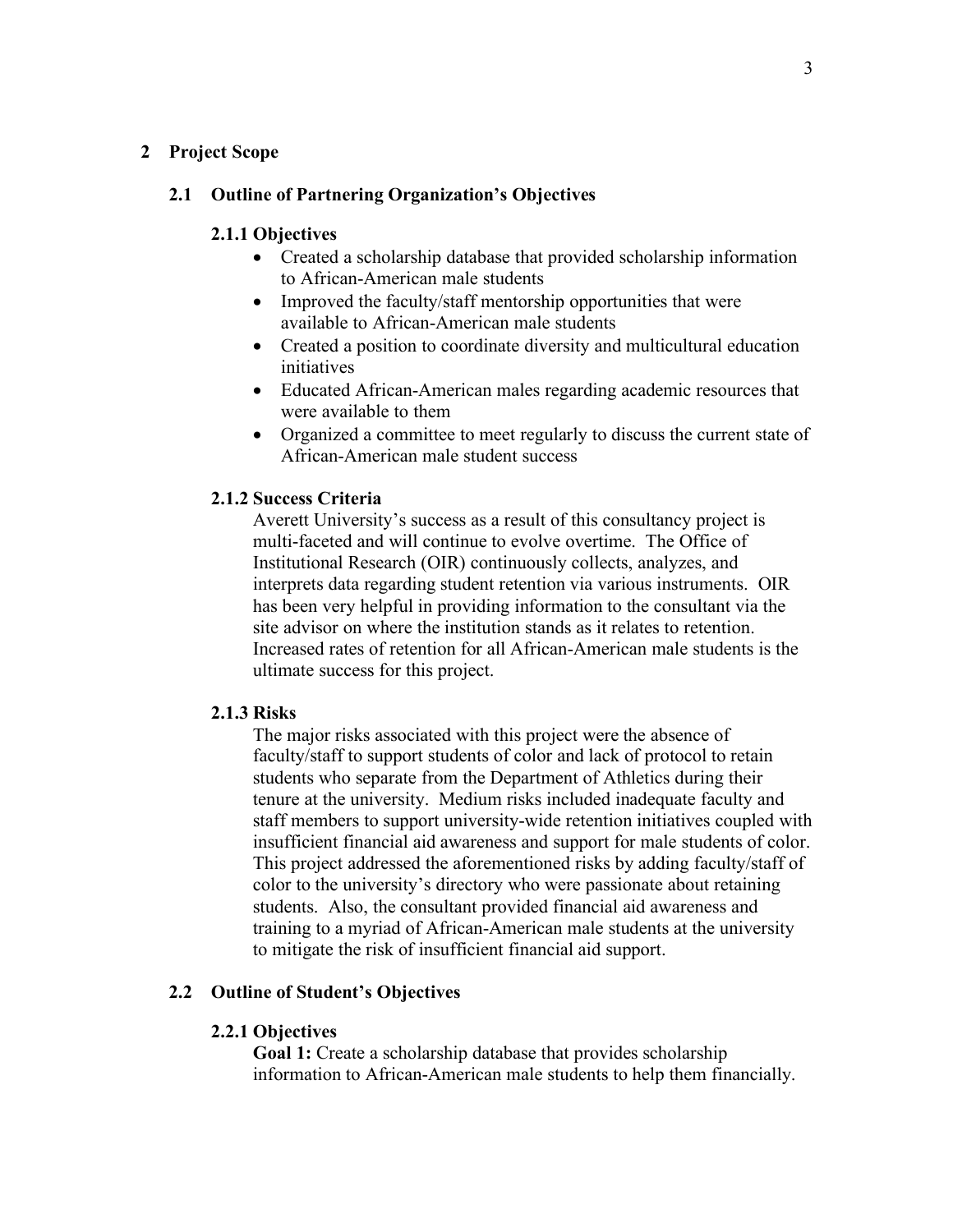## 2 Project Scope

### 2.1 Outline of Partnering Organization's Objectives

#### 2.1.1 Objectives

- Created a scholarship database that provided scholarship information to African-American male students
- Improved the faculty/staff mentorship opportunities that were available to African-American male students
- Created a position to coordinate diversity and multicultural education initiatives
- Educated African-American males regarding academic resources that were available to them
- Organized a committee to meet regularly to discuss the current state of African-American male student success

#### 2.1.2 Success Criteria

Averett University's success as a result of this consultancy project is multi-faceted and will continue to evolve overtime. The Office of Institutional Research (OIR) continuously collects, analyzes, and interprets data regarding student retention via various instruments. OIR has been very helpful in providing information to the consultant via the site advisor on where the institution stands as it relates to retention. Increased rates of retention for all African-American male students is the ultimate success for this project.

#### 2.1.3 Risks

The major risks associated with this project were the absence of faculty/staff to support students of color and lack of protocol to retain students who separate from the Department of Athletics during their tenure at the university. Medium risks included inadequate faculty and staff members to support university-wide retention initiatives coupled with insufficient financial aid awareness and support for male students of color. This project addressed the aforementioned risks by adding faculty/staff of color to the university's directory who were passionate about retaining students. Also, the consultant provided financial aid awareness and training to a myriad of African-American male students at the university to mitigate the risk of insufficient financial aid support.

### 2.2 Outline of Student's Objectives

#### 2.2.1 Objectives

**Goal 1:** Create a scholarship database that provides scholarship information to African-American male students to help them financially.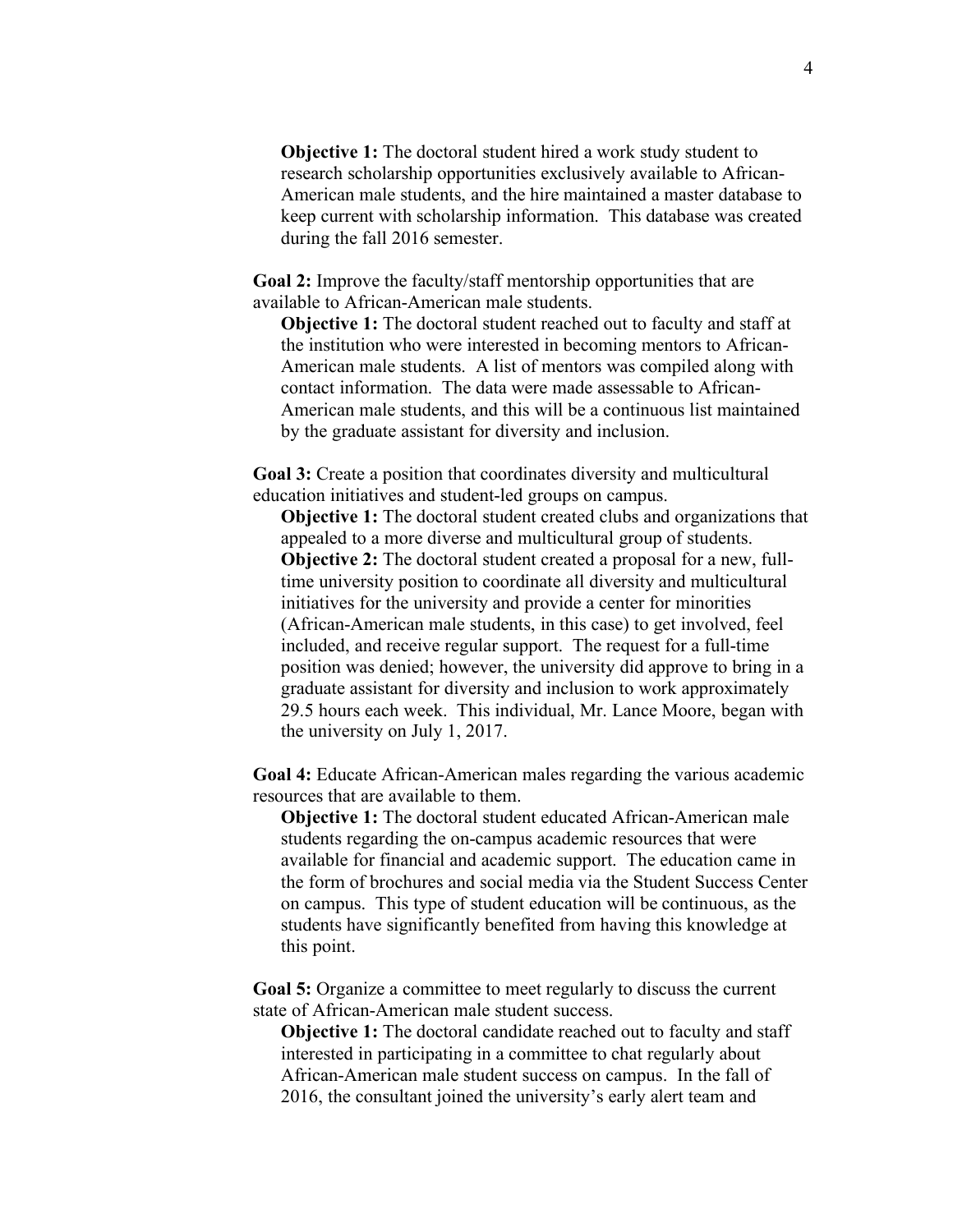**Objective 1:** The doctoral student hired a work study student to research scholarship opportunities exclusively available to African-American male students, and the hire maintained a master database to keep current with scholarship information. This database was created during the fall 2016 semester.

**Goal 2:** Improve the faculty/staff mentorship opportunities that are available to African-American male students.

**Objective 1:** The doctoral student reached out to faculty and staff at the institution who were interested in becoming mentors to African-American male students. A list of mentors was compiled along with contact information. The data were made assessable to African-American male students, and this will be a continuous list maintained by the graduate assistant for diversity and inclusion.

**Goal 3:** Create a position that coordinates diversity and multicultural education initiatives and student-led groups on campus.

**Objective 1:** The doctoral student created clubs and organizations that appealed to a more diverse and multicultural group of students.

**Objective 2:** The doctoral student created a proposal for a new, full-time university position to coordinate all diversity and multicultural initiatives for the university and provide a center for minorities (African-American male students, in this case) to get involved, feel included, and receive regular support. The request for a full-time position was denied; however, the university did approve to bring in a graduate assistant for diversity and inclusion to work approximately 29.5 hours each week. This individual, Mr. Lance Moore, began with the university on July 1, 2017.

**Goal 4:** Educate African-American males regarding the various academic resources that are available to them.

**Objective 1:** The doctoral student educated African-American male students regarding the on-campus academic resources that were available for financial and academic support. The education came in the form of brochures and social media via the Student Success Center on campus. This type of student education will be continuous, as the students have significantly benefited from having this knowledge at this point.

**Goal 5:** Organize a committee to meet regularly to discuss the current state of African-American male student success.

**Objective 1:** The doctoral candidate reached out to faculty and staff interested in participating in a committee to chat regularly about African-American male student success on campus. In the fall of 2016, the consultant joined the university's early alert team and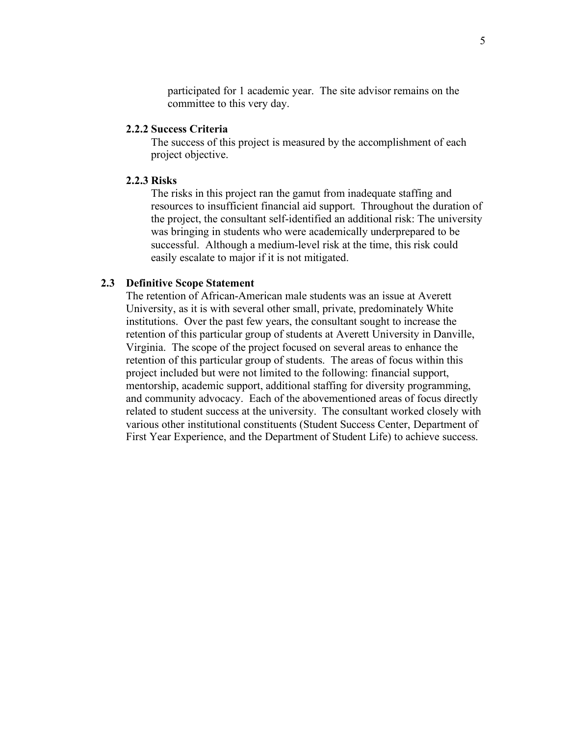participated for 1 academic year. The site advisor remains on the committee to this very day.

### 2.2.2 Success Criteria

The success of this project is measured by the accomplishment of each project objective.

### 2.2.3 Risks

The risks in this project ran the gamut from inadequate staffing and resources to insufficient financial aid support. Throughout the duration of the project, the consultant self-identified an additional risk: The university was bringing in students who were academically underprepared to be successful. Although a medium-level risk at the time, this risk could easily escalate to major if it is not mitigated.

## 2.3 Definitive Scope Statement

The retention of African-American male students was an issue at Averett University, as it is with several other small, private, predominately White institutions. Over the past few years, the consultant sought to increase the retention of this particular group of students at Averett University in Danville, Virginia. The scope of the project focused on several areas to enhance the retention of this particular group of students. The areas of focus within this project included but were not limited to the following: financial support, mentorship, academic support, additional staffing for diversity programming, and community advocacy. Each of the abovementioned areas of focus directly related to student success at the university. The consultant worked closely with various other institutional constituents (Student Success Center, Department of First Year Experience, and the Department of Student Life) to achieve success.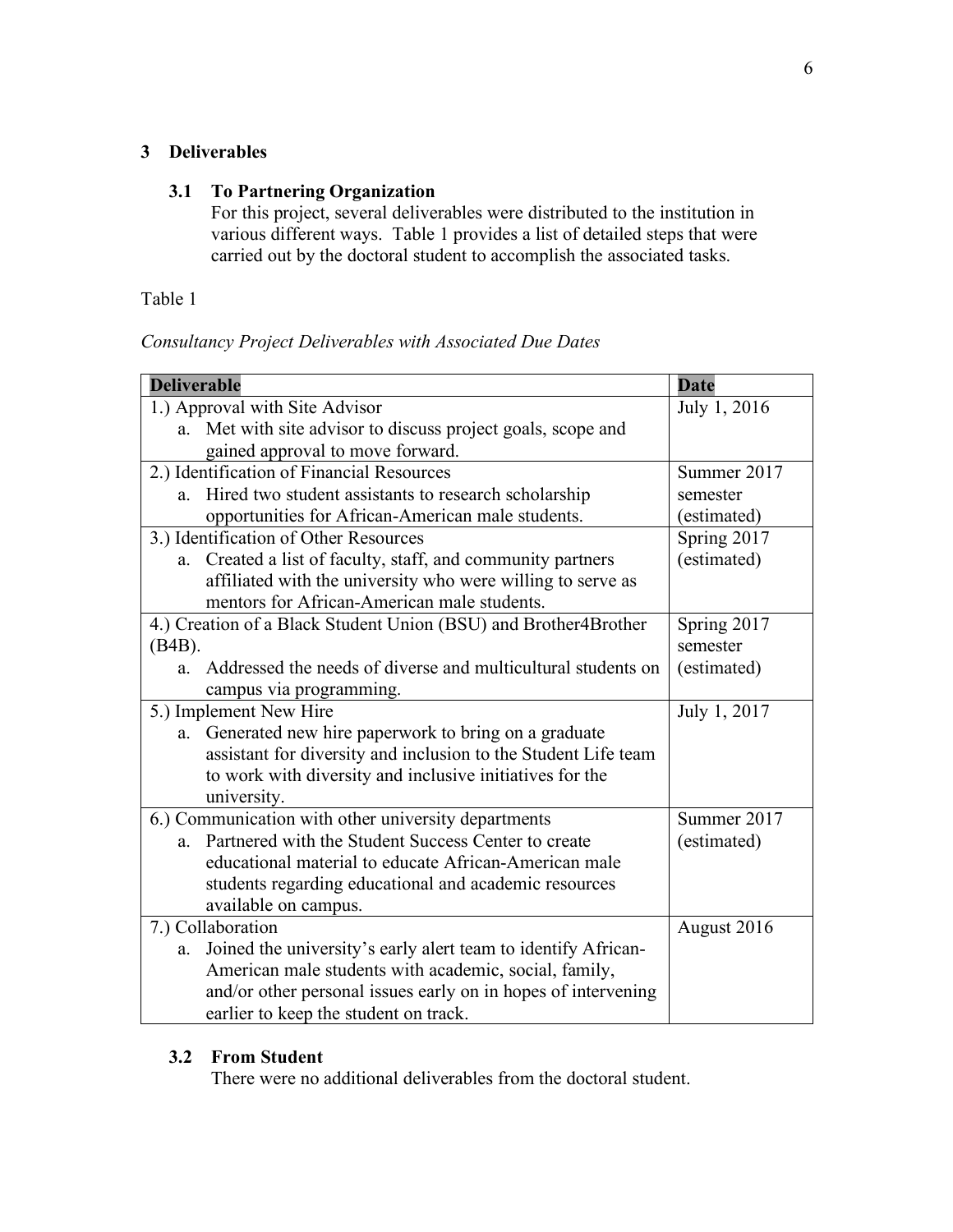# 3 Deliverables

## 3.1 To Partnering Organization

For this project, several deliverables were distributed to the institution in various different ways. Table 1 provides a list of detailed steps that were carried out by the doctoral student to accomplish the associated tasks.

Table 1

*Consultancy Project Deliverables with Associated Due Dates*

| **Deliverable** | **Date** |
| --- | --- |
| 1.) Approval with Site Advisor<br>a. Met with site advisor to discuss project goals, scope and gained approval to move forward. | July 1, 2016 |
| 2.) Identification of Financial Resources<br>a. Hired two student assistants to research scholarship opportunities for African-American male students. | Summer 2017 semester (estimated) |
| 3.) Identification of Other Resources<br>a. Created a list of faculty, staff, and community partners affiliated with the university who were willing to serve as mentors for African-American male students. | Spring 2017 (estimated) |
| 4.) Creation of a Black Student Union (BSU) and Brother4Brother (B4B).<br>a. Addressed the needs of diverse and multicultural students on campus via programming. | Spring 2017 semester (estimated) |
| 5.) Implement New Hire<br>a. Generated new hire paperwork to bring on a graduate assistant for diversity and inclusion to the Student Life team to work with diversity and inclusive initiatives for the university. | July 1, 2017 |
| 6.) Communication with other university departments<br>a. Partnered with the Student Success Center to create educational material to educate African-American male students regarding educational and academic resources available on campus. | Summer 2017 (estimated) |
| 7.) Collaboration<br>a. Joined the university's early alert team to identify African-American male students with academic, social, family, and/or other personal issues early on in hopes of intervening earlier to keep the student on track. | August 2016 |

## 3.2 From Student

There were no additional deliverables from the doctoral student.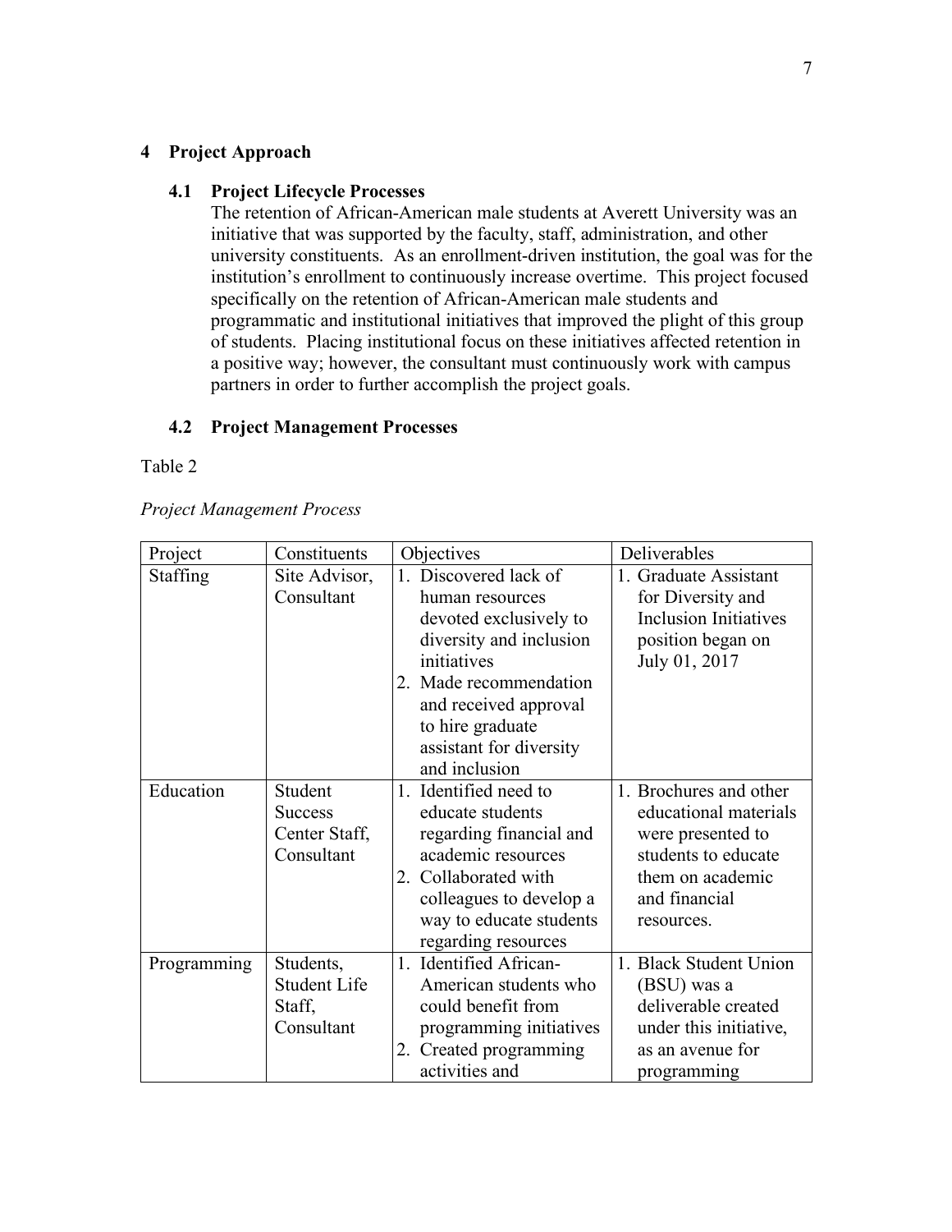## 4 Project Approach

### 4.1 Project Lifecycle Processes

The retention of African-American male students at Averett University was an initiative that was supported by the faculty, staff, administration, and other university constituents. As an enrollment-driven institution, the goal was for the institution's enrollment to continuously increase overtime. This project focused specifically on the retention of African-American male students and programmatic and institutional initiatives that improved the plight of this group of students. Placing institutional focus on these initiatives affected retention in a positive way; however, the consultant must continuously work with campus partners in order to further accomplish the project goals.

### 4.2 Project Management Processes

Table 2

*Project Management Process*

| Project | Constituents | Objectives | Deliverables |
|---|---|---|---|
| Staffing | Site Advisor, Consultant | 1. Discovered lack of human resources devoted exclusively to diversity and inclusion initiatives<br>2. Made recommendation and received approval to hire graduate assistant for diversity and inclusion | 1. Graduate Assistant for Diversity and Inclusion Initiatives position began on July 01, 2017 |
| Education | Student Success Center Staff, Consultant | 1. Identified need to educate students regarding financial and academic resources<br>2. Collaborated with colleagues to develop a way to educate students regarding resources | 1. Brochures and other educational materials were presented to students to educate them on academic and financial resources. |
| Programming | Students, Student Life Staff, Consultant | 1. Identified African-American students who could benefit from programming initiatives<br>2. Created programming activities and | 1. Black Student Union (BSU) was a deliverable created under this initiative, as an avenue for programming |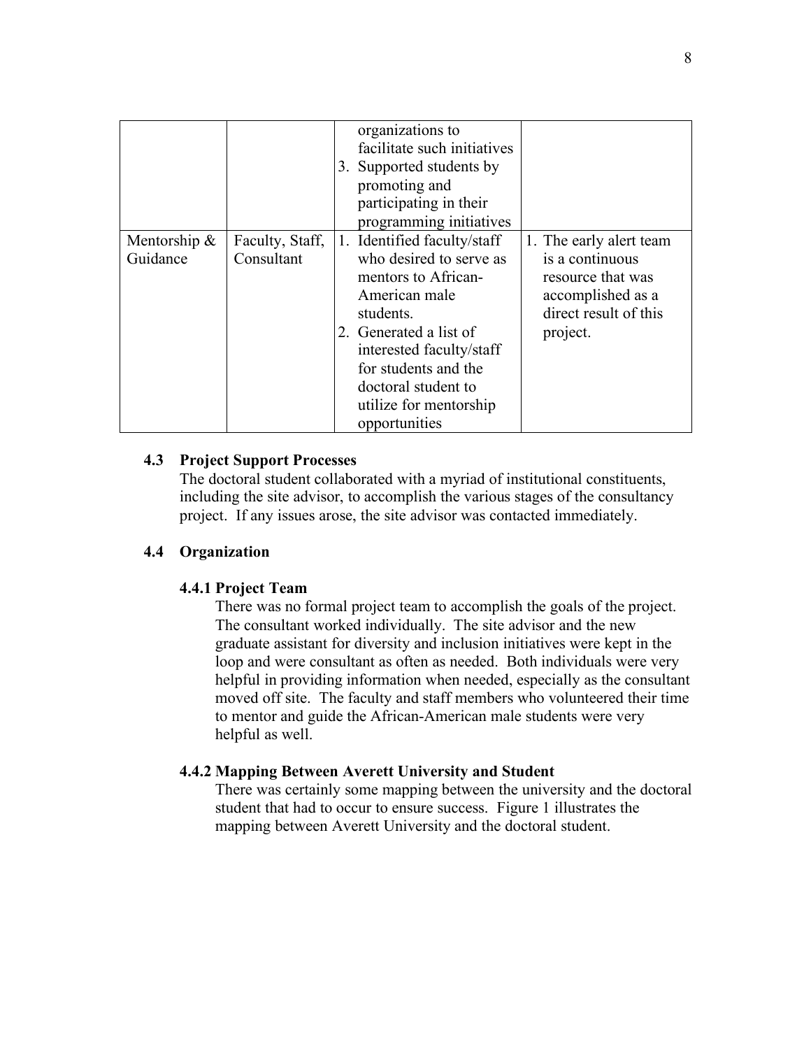| | | organizations to facilitate such initiatives<br>3. Supported students by promoting and participating in their programming initiatives | |
|---|---|---|---|
| Mentorship & Guidance | Faculty, Staff, Consultant | 1. Identified faculty/staff who desired to serve as mentors to African-American male students.<br>2. Generated a list of interested faculty/staff for students and the doctoral student to utilize for mentorship opportunities | 1. The early alert team is a continuous resource that was accomplished as a direct result of this project. |

### 4.3 Project Support Processes

The doctoral student collaborated with a myriad of institutional constituents, including the site advisor, to accomplish the various stages of the consultancy project. If any issues arose, the site advisor was contacted immediately.

### 4.4 Organization

#### 4.4.1 Project Team

There was no formal project team to accomplish the goals of the project. The consultant worked individually. The site advisor and the new graduate assistant for diversity and inclusion initiatives were kept in the loop and were consultant as often as needed. Both individuals were very helpful in providing information when needed, especially as the consultant moved off site. The faculty and staff members who volunteered their time to mentor and guide the African-American male students were very helpful as well.

#### 4.4.2 Mapping Between Averett University and Student

There was certainly some mapping between the university and the doctoral student that had to occur to ensure success. Figure 1 illustrates the mapping between Averett University and the doctoral student.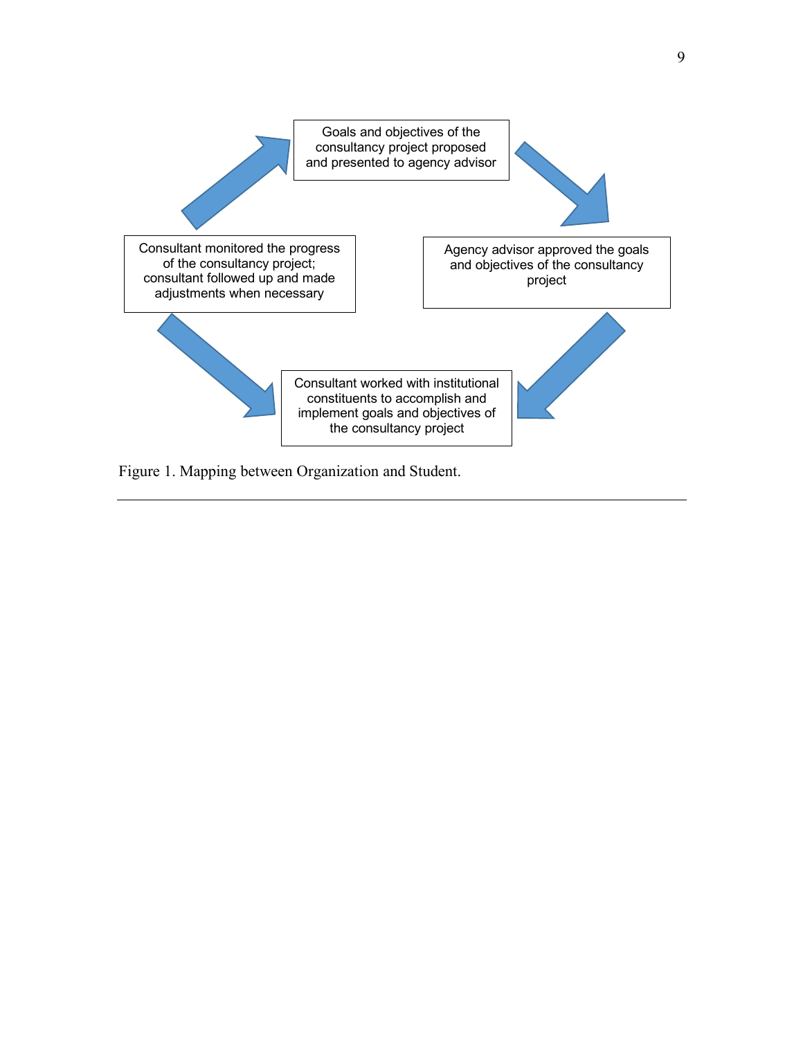Goals and objectives of the consultancy project proposed and presented to agency advisor

Agency advisor approved the goals and objectives of the consultancy project

Consultant worked with institutional constituents to accomplish and implement goals and objectives of the consultancy project

Consultant monitored the progress of the consultancy project; consultant followed up and made adjustments when necessary

Figure 1. Mapping between Organization and Student.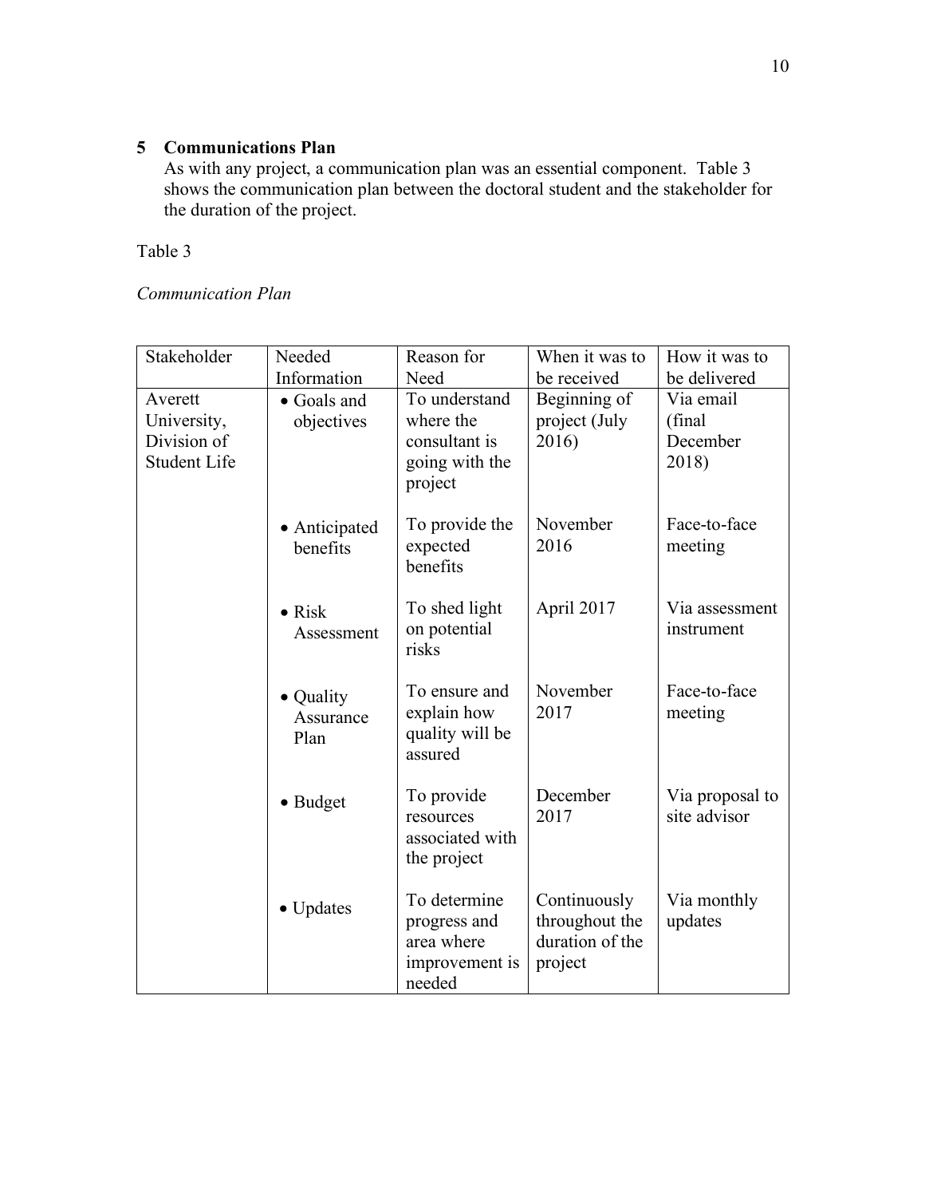## 5 Communications Plan

As with any project, a communication plan was an essential component. Table 3 shows the communication plan between the doctoral student and the stakeholder for the duration of the project.

Table 3

*Communication Plan*

| Stakeholder | Needed Information | Reason for Need | When it was to be received | How it was to be delivered |
|---|---|---|---|---|
| Averett University, Division of Student Life | • Goals and objectives | To understand where the consultant is going with the project | Beginning of project (July 2016) | Via email (final December 2018) |
| | • Anticipated benefits | To provide the expected benefits | November 2016 | Face-to-face meeting |
| | • Risk Assessment | To shed light on potential risks | April 2017 | Via assessment instrument |
| | • Quality Assurance Plan | To ensure and explain how quality will be assured | November 2017 | Face-to-face meeting |
| | • Budget | To provide resources associated with the project | December 2017 | Via proposal to site advisor |
| | • Updates | To determine progress and area where improvement is needed | Continuously throughout the duration of the project | Via monthly updates |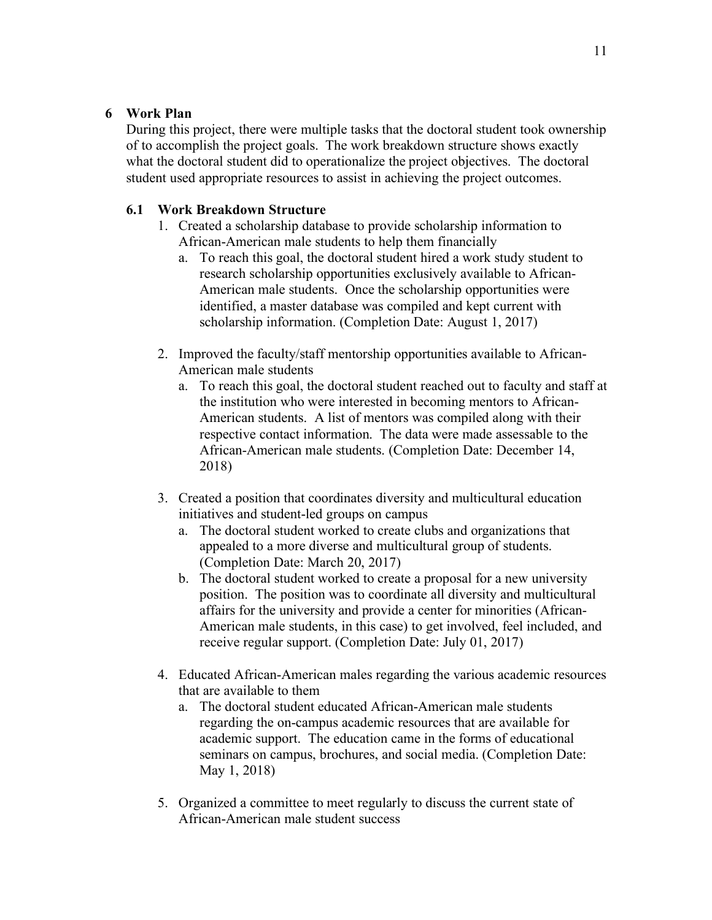# 6 Work Plan

During this project, there were multiple tasks that the doctoral student took ownership of to accomplish the project goals. The work breakdown structure shows exactly what the doctoral student did to operationalize the project objectives. The doctoral student used appropriate resources to assist in achieving the project outcomes.

## 6.1 Work Breakdown Structure

1. Created a scholarship database to provide scholarship information to African-American male students to help them financially
   a. To reach this goal, the doctoral student hired a work study student to research scholarship opportunities exclusively available to African-American male students. Once the scholarship opportunities were identified, a master database was compiled and kept current with scholarship information. (Completion Date: August 1, 2017)

2. Improved the faculty/staff mentorship opportunities available to African-American male students
   a. To reach this goal, the doctoral student reached out to faculty and staff at the institution who were interested in becoming mentors to African-American students. A list of mentors was compiled along with their respective contact information. The data were made assessable to the African-American male students. (Completion Date: December 14, 2018)

3. Created a position that coordinates diversity and multicultural education initiatives and student-led groups on campus
   a. The doctoral student worked to create clubs and organizations that appealed to a more diverse and multicultural group of students. (Completion Date: March 20, 2017)
   b. The doctoral student worked to create a proposal for a new university position. The position was to coordinate all diversity and multicultural affairs for the university and provide a center for minorities (African-American male students, in this case) to get involved, feel included, and receive regular support. (Completion Date: July 01, 2017)

4. Educated African-American males regarding the various academic resources that are available to them
   a. The doctoral student educated African-American male students regarding the on-campus academic resources that are available for academic support. The education came in the forms of educational seminars on campus, brochures, and social media. (Completion Date: May 1, 2018)

5. Organized a committee to meet regularly to discuss the current state of African-American male student success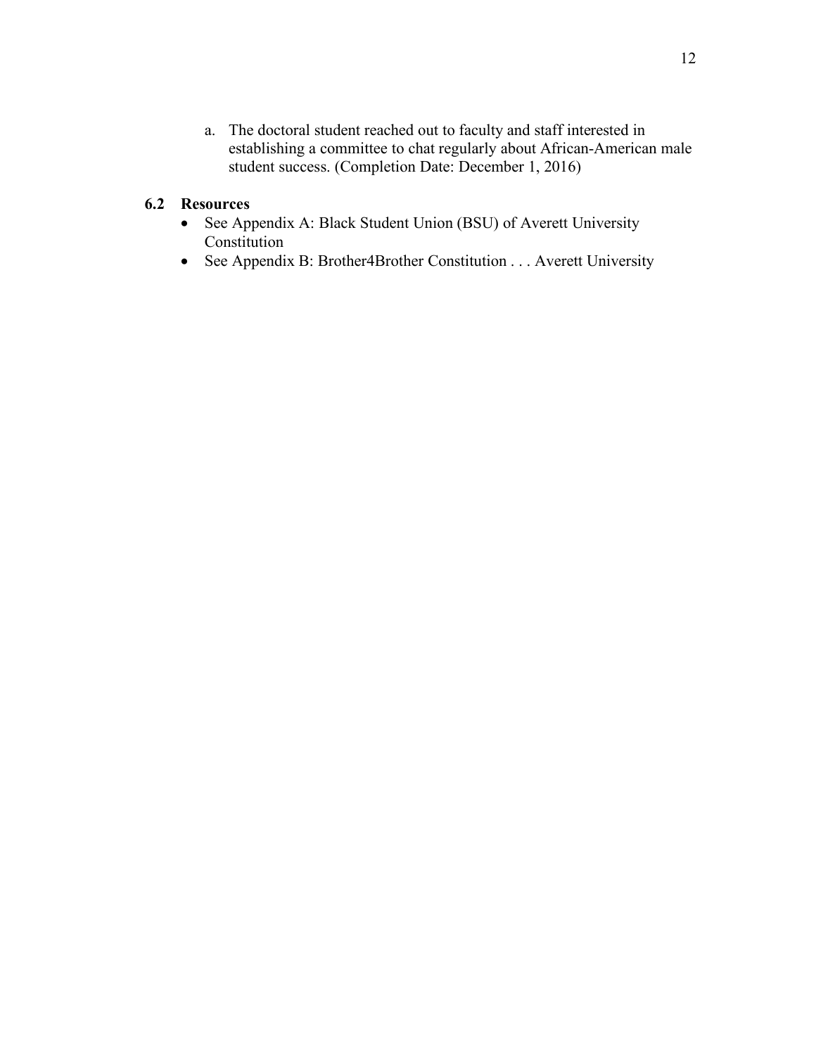a. The doctoral student reached out to faculty and staff interested in establishing a committee to chat regularly about African-American male student success. (Completion Date: December 1, 2016)

### 6.2 Resources

- See Appendix A: Black Student Union (BSU) of Averett University Constitution
- See Appendix B: Brother4Brother Constitution . . . Averett University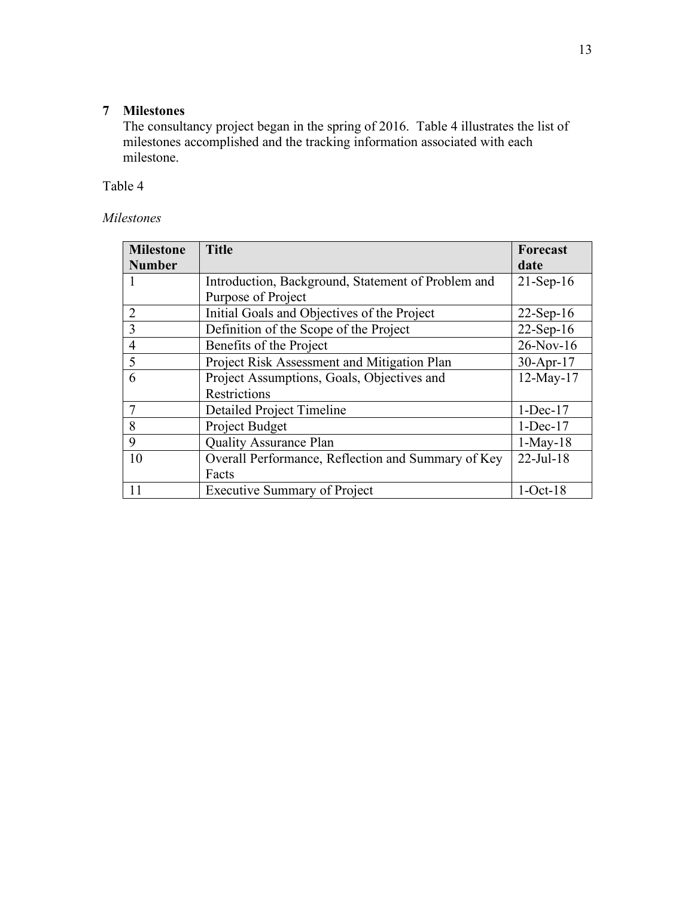## 7 Milestones

The consultancy project began in the spring of 2016. Table 4 illustrates the list of milestones accomplished and the tracking information associated with each milestone.

Table 4

*Milestones*

| Milestone Number | Title | Forecast date |
|---|---|---|
| 1 | Introduction, Background, Statement of Problem and Purpose of Project | 21-Sep-16 |
| 2 | Initial Goals and Objectives of the Project | 22-Sep-16 |
| 3 | Definition of the Scope of the Project | 22-Sep-16 |
| 4 | Benefits of the Project | 26-Nov-16 |
| 5 | Project Risk Assessment and Mitigation Plan | 30-Apr-17 |
| 6 | Project Assumptions, Goals, Objectives and Restrictions | 12-May-17 |
| 7 | Detailed Project Timeline | 1-Dec-17 |
| 8 | Project Budget | 1-Dec-17 |
| 9 | Quality Assurance Plan | 1-May-18 |
| 10 | Overall Performance, Reflection and Summary of Key Facts | 22-Jul-18 |
| 11 | Executive Summary of Project | 1-Oct-18 |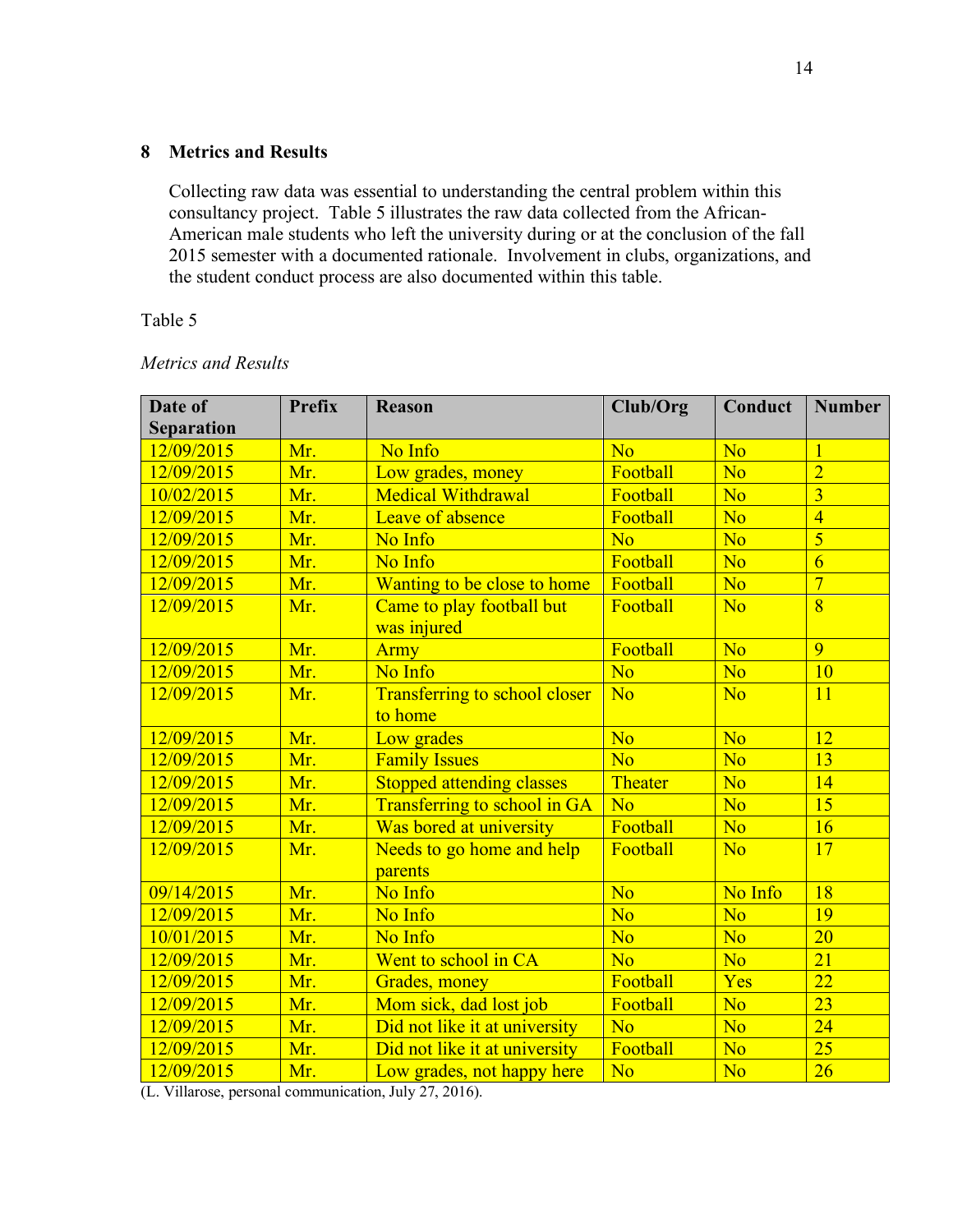## 8 Metrics and Results

Collecting raw data was essential to understanding the central problem within this consultancy project. Table 5 illustrates the raw data collected from the African-American male students who left the university during or at the conclusion of the fall 2015 semester with a documented rationale. Involvement in clubs, organizations, and the student conduct process are also documented within this table.

Table 5

*Metrics and Results*

| Date of Separation | Prefix | Reason | Club/Org | Conduct | Number |
|---|---|---|---|---|---|
| 12/09/2015 | Mr. | No Info | No | No | 1 |
| 12/09/2015 | Mr. | Low grades, money | Football | No | 2 |
| 10/02/2015 | Mr. | Medical Withdrawal | Football | No | 3 |
| 12/09/2015 | Mr. | Leave of absence | Football | No | 4 |
| 12/09/2015 | Mr. | No Info | No | No | 5 |
| 12/09/2015 | Mr. | No Info | Football | No | 6 |
| 12/09/2015 | Mr. | Wanting to be close to home | Football | No | 7 |
| 12/09/2015 | Mr. | Came to play football but was injured | Football | No | 8 |
| 12/09/2015 | Mr. | Army | Football | No | 9 |
| 12/09/2015 | Mr. | No Info | No | No | 10 |
| 12/09/2015 | Mr. | Transferring to school closer to home | No | No | 11 |
| 12/09/2015 | Mr. | Low grades | No | No | 12 |
| 12/09/2015 | Mr. | Family Issues | No | No | 13 |
| 12/09/2015 | Mr. | Stopped attending classes | Theater | No | 14 |
| 12/09/2015 | Mr. | Transferring to school in GA | No | No | 15 |
| 12/09/2015 | Mr. | Was bored at university | Football | No | 16 |
| 12/09/2015 | Mr. | Needs to go home and help parents | Football | No | 17 |
| 09/14/2015 | Mr. | No Info | No | No Info | 18 |
| 12/09/2015 | Mr. | No Info | No | No | 19 |
| 10/01/2015 | Mr. | No Info | No | No | 20 |
| 12/09/2015 | Mr. | Went to school in CA | No | No | 21 |
| 12/09/2015 | Mr. | Grades, money | Football | Yes | 22 |
| 12/09/2015 | Mr. | Mom sick, dad lost job | Football | No | 23 |
| 12/09/2015 | Mr. | Did not like it at university | No | No | 24 |
| 12/09/2015 | Mr. | Did not like it at university | Football | No | 25 |
| 12/09/2015 | Mr. | Low grades, not happy here | No | No | 26 |

(L. Villarose, personal communication, July 27, 2016).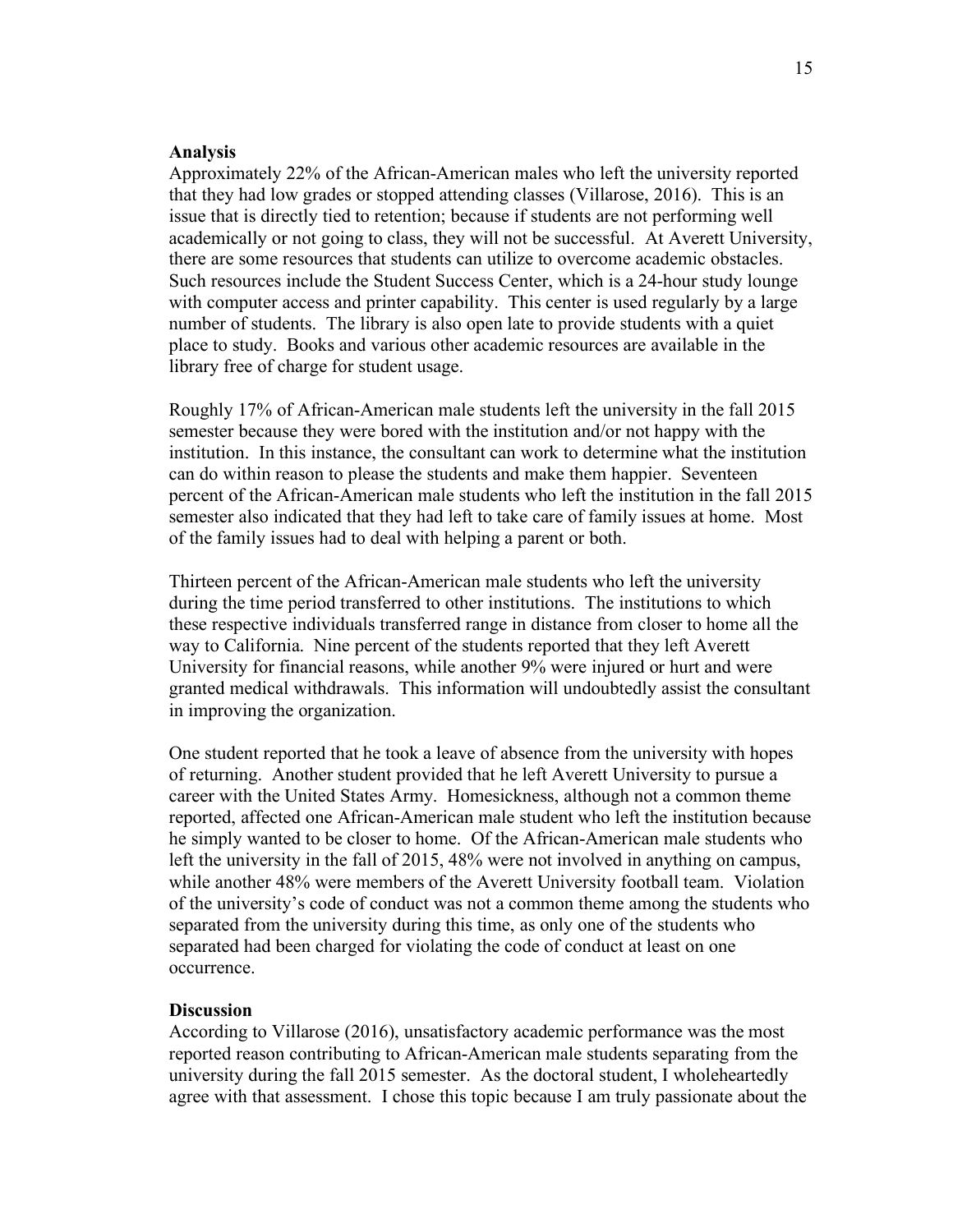**Analysis**

Approximately 22% of the African-American males who left the university reported that they had low grades or stopped attending classes (Villarose, 2016). This is an issue that is directly tied to retention; because if students are not performing well academically or not going to class, they will not be successful. At Averett University, there are some resources that students can utilize to overcome academic obstacles. Such resources include the Student Success Center, which is a 24-hour study lounge with computer access and printer capability. This center is used regularly by a large number of students. The library is also open late to provide students with a quiet place to study. Books and various other academic resources are available in the library free of charge for student usage.

Roughly 17% of African-American male students left the university in the fall 2015 semester because they were bored with the institution and/or not happy with the institution. In this instance, the consultant can work to determine what the institution can do within reason to please the students and make them happier. Seventeen percent of the African-American male students who left the institution in the fall 2015 semester also indicated that they had left to take care of family issues at home. Most of the family issues had to deal with helping a parent or both.

Thirteen percent of the African-American male students who left the university during the time period transferred to other institutions. The institutions to which these respective individuals transferred range in distance from closer to home all the way to California. Nine percent of the students reported that they left Averett University for financial reasons, while another 9% were injured or hurt and were granted medical withdrawals. This information will undoubtedly assist the consultant in improving the organization.

One student reported that he took a leave of absence from the university with hopes of returning. Another student provided that he left Averett University to pursue a career with the United States Army. Homesickness, although not a common theme reported, affected one African-American male student who left the institution because he simply wanted to be closer to home. Of the African-American male students who left the university in the fall of 2015, 48% were not involved in anything on campus, while another 48% were members of the Averett University football team. Violation of the university's code of conduct was not a common theme among the students who separated from the university during this time, as only one of the students who separated had been charged for violating the code of conduct at least on one occurrence.

**Discussion**

According to Villarose (2016), unsatisfactory academic performance was the most reported reason contributing to African-American male students separating from the university during the fall 2015 semester. As the doctoral student, I wholeheartedly agree with that assessment. I chose this topic because I am truly passionate about the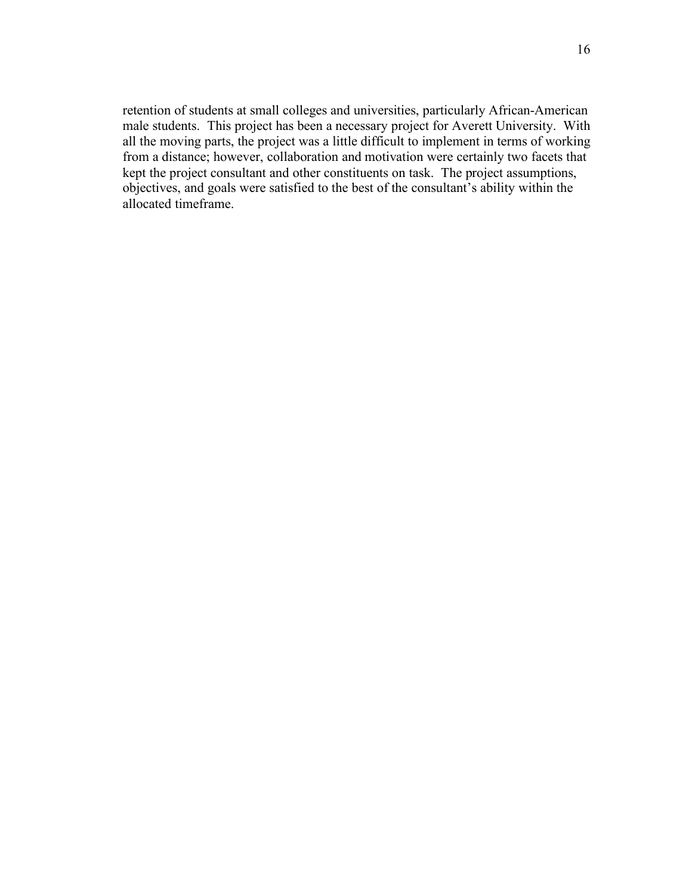retention of students at small colleges and universities, particularly African-American male students. This project has been a necessary project for Averett University. With all the moving parts, the project was a little difficult to implement in terms of working from a distance; however, collaboration and motivation were certainly two facets that kept the project consultant and other constituents on task. The project assumptions, objectives, and goals were satisfied to the best of the consultant's ability within the allocated timeframe.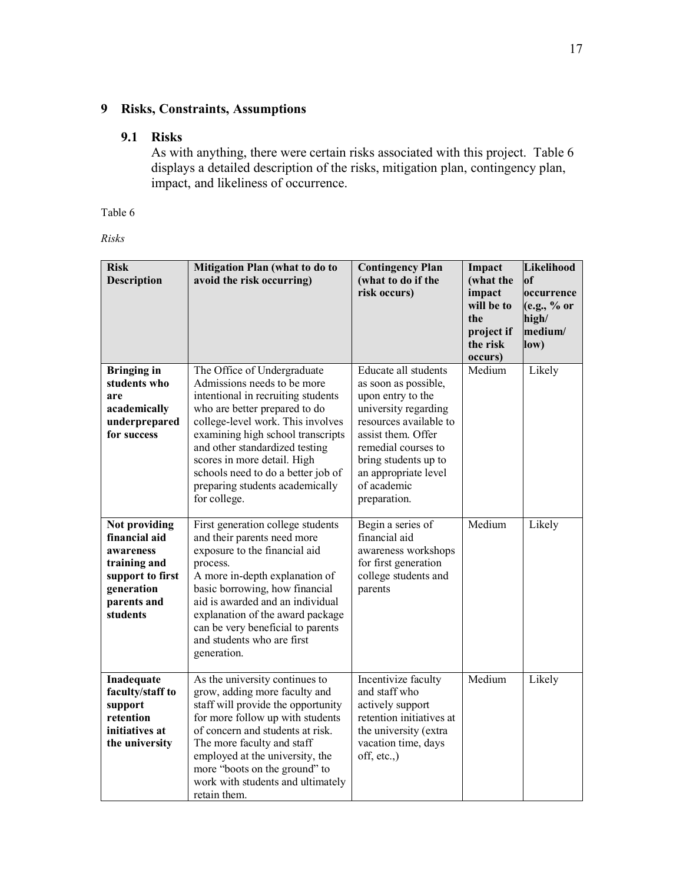## 9 Risks, Constraints, Assumptions

### 9.1 Risks

As with anything, there were certain risks associated with this project. Table 6 displays a detailed description of the risks, mitigation plan, contingency plan, impact, and likeliness of occurrence.

Table 6

*Risks*

| Risk Description | Mitigation Plan (what to do to avoid the risk occurring) | Contingency Plan (what to do if the risk occurs) | Impact (what the impact will be to the project if the risk occurs) | Likelihood of occurrence (e.g., % or high/ medium/ low) |
|---|---|---|---|---|
| **Bringing in students who are academically underprepared for success** | The Office of Undergraduate Admissions needs to be more intentional in recruiting students who are better prepared to do college-level work. This involves examining high school transcripts and other standardized testing scores in more detail. High schools need to do a better job of preparing students academically for college. | Educate all students as soon as possible, upon entry to the university regarding resources available to assist them. Offer remedial courses to bring students up to an appropriate level of academic preparation. | Medium | Likely |
| **Not providing financial aid awareness training and support to first generation parents and students** | First generation college students and their parents need more exposure to the financial aid process. A more in-depth explanation of basic borrowing, how financial aid is awarded and an individual explanation of the award package can be very beneficial to parents and students who are first generation. | Begin a series of financial aid awareness workshops for first generation college students and parents | Medium | Likely |
| **Inadequate faculty/staff to support retention initiatives at the university** | As the university continues to grow, adding more faculty and staff will provide the opportunity for more follow up with students of concern and students at risk. The more faculty and staff employed at the university, the more "boots on the ground" to work with students and ultimately retain them. | Incentivize faculty and staff who actively support retention initiatives at the university (extra vacation time, days off, etc.,) | Medium | Likely |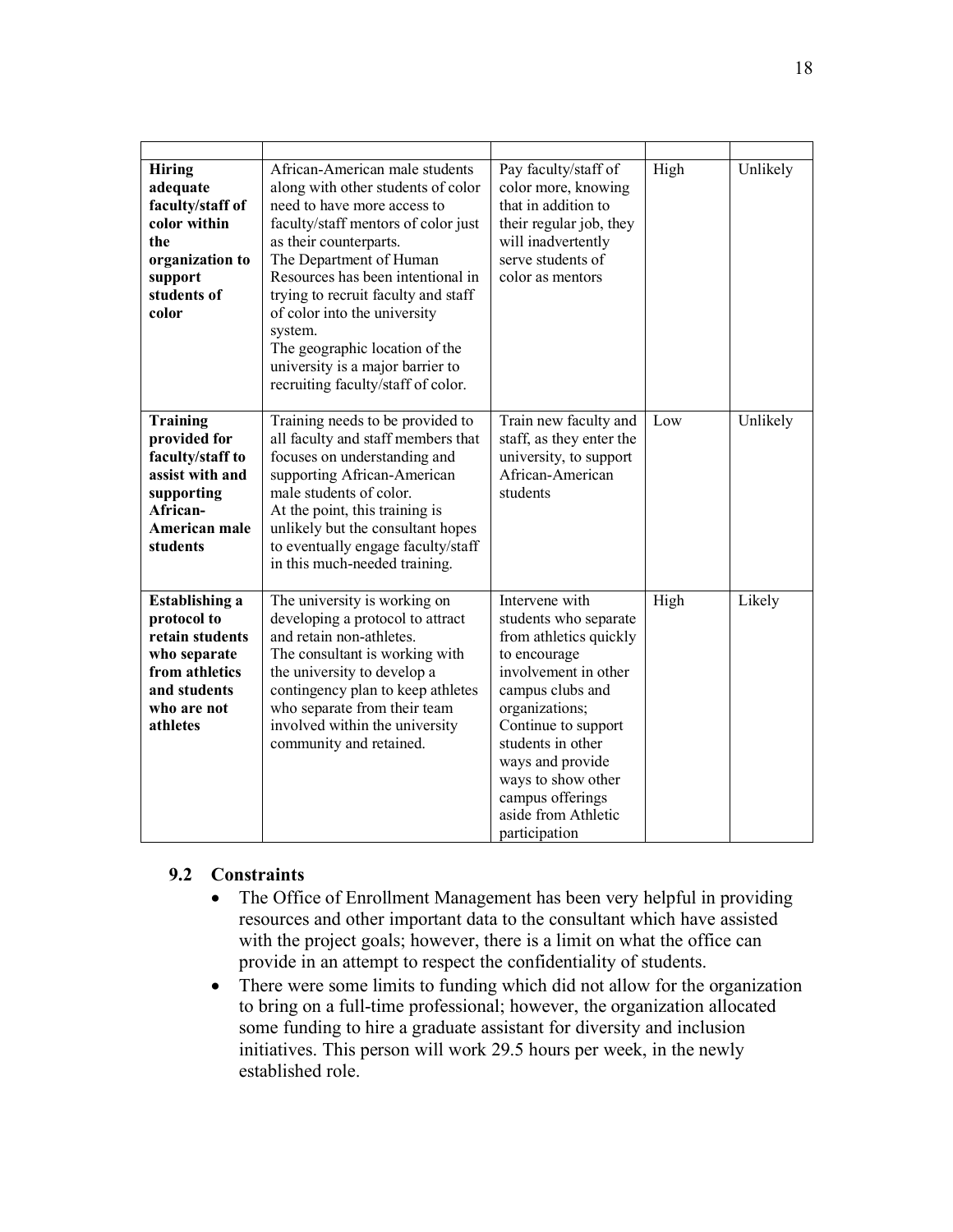| | | | | |
|---|---|---|---|---|
| **Hiring adequate faculty/staff of color within the organization to support students of color** | African-American male students along with other students of color need to have more access to faculty/staff mentors of color just as their counterparts. The Department of Human Resources has been intentional in trying to recruit faculty and staff of color into the university system. The geographic location of the university is a major barrier to recruiting faculty/staff of color. | Pay faculty/staff of color more, knowing that in addition to their regular job, they will inadvertently serve students of color as mentors | High | Unlikely |
| **Training provided for faculty/staff to assist with and supporting African-American male students** | Training needs to be provided to all faculty and staff members that focuses on understanding and supporting African-American male students of color. At the point, this training is unlikely but the consultant hopes to eventually engage faculty/staff in this much-needed training. | Train new faculty and staff, as they enter the university, to support African-American students | Low | Unlikely |
| **Establishing a protocol to retain students who separate from athletics and students who are not athletes** | The university is working on developing a protocol to attract and retain non-athletes. The consultant is working with the university to develop a contingency plan to keep athletes who separate from their team involved within the university community and retained. | Intervene with students who separate from athletics quickly to encourage involvement in other campus clubs and organizations; Continue to support students in other ways and provide ways to show other campus offerings aside from Athletic participation | High | Likely |

## 9.2 Constraints

- The Office of Enrollment Management has been very helpful in providing resources and other important data to the consultant which have assisted with the project goals; however, there is a limit on what the office can provide in an attempt to respect the confidentiality of students.
- There were some limits to funding which did not allow for the organization to bring on a full-time professional; however, the organization allocated some funding to hire a graduate assistant for diversity and inclusion initiatives. This person will work 29.5 hours per week, in the newly established role.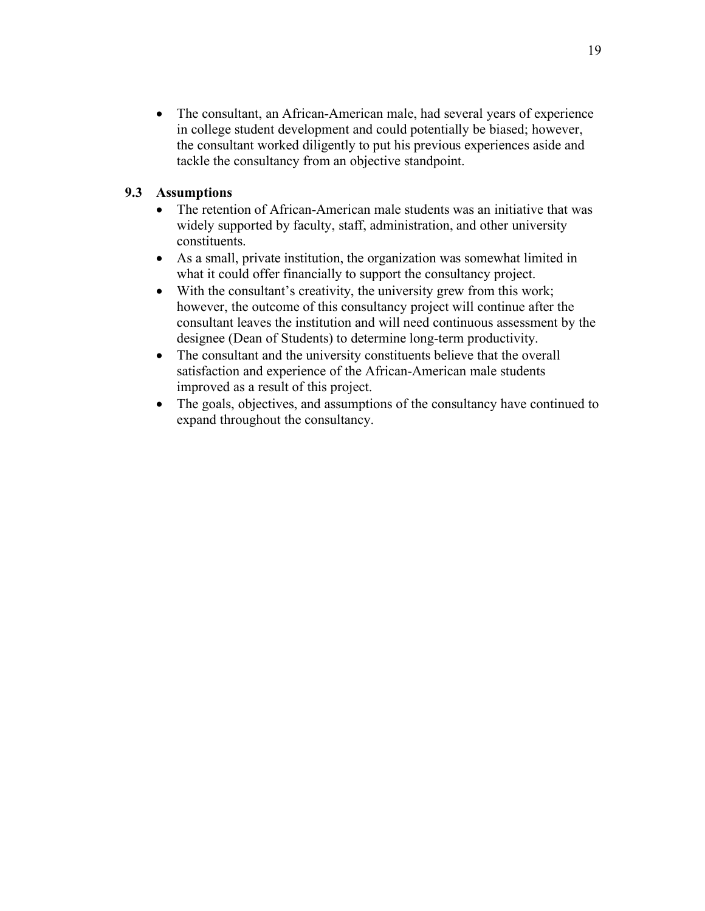- The consultant, an African-American male, had several years of experience in college student development and could potentially be biased; however, the consultant worked diligently to put his previous experiences aside and tackle the consultancy from an objective standpoint.

### 9.3 Assumptions

- The retention of African-American male students was an initiative that was widely supported by faculty, staff, administration, and other university constituents.
- As a small, private institution, the organization was somewhat limited in what it could offer financially to support the consultancy project.
- With the consultant's creativity, the university grew from this work; however, the outcome of this consultancy project will continue after the consultant leaves the institution and will need continuous assessment by the designee (Dean of Students) to determine long-term productivity.
- The consultant and the university constituents believe that the overall satisfaction and experience of the African-American male students improved as a result of this project.
- The goals, objectives, and assumptions of the consultancy have continued to expand throughout the consultancy.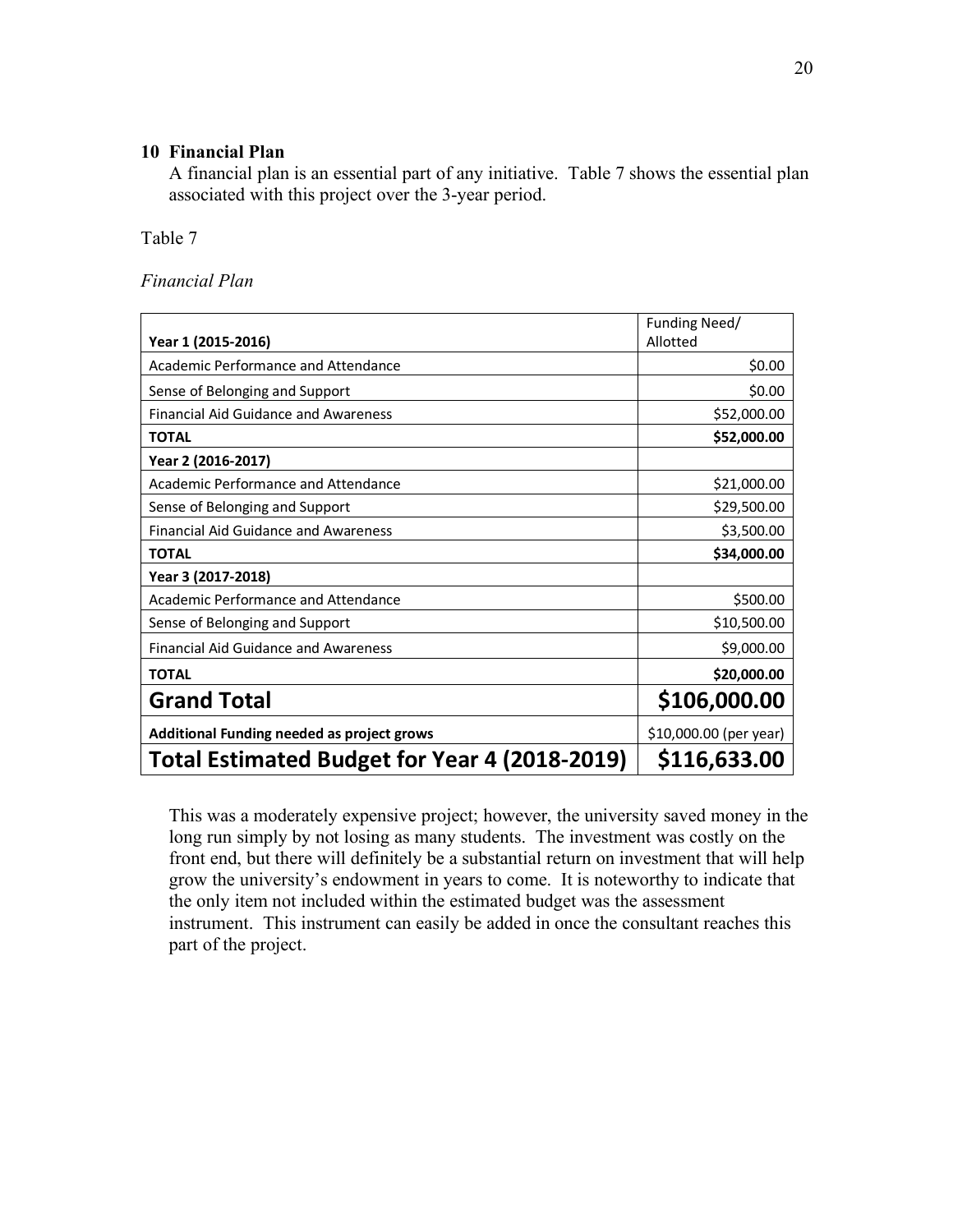## 10 Financial Plan

A financial plan is an essential part of any initiative. Table 7 shows the essential plan associated with this project over the 3-year period.

Table 7

*Financial Plan*

| Year 1 (2015-2016) | Funding Need/ Allotted |
|---|---|
| Academic Performance and Attendance | $0.00 |
| Sense of Belonging and Support | $0.00 |
| Financial Aid Guidance and Awareness | $52,000.00 |
| **TOTAL** | **$52,000.00** |
| **Year 2 (2016-2017)** | |
| Academic Performance and Attendance | $21,000.00 |
| Sense of Belonging and Support | $29,500.00 |
| Financial Aid Guidance and Awareness | $3,500.00 |
| **TOTAL** | **$34,000.00** |
| **Year 3 (2017-2018)** | |
| Academic Performance and Attendance | $500.00 |
| Sense of Belonging and Support | $10,500.00 |
| Financial Aid Guidance and Awareness | $9,000.00 |
| **TOTAL** | **$20,000.00** |
| **Grand Total** | **$106,000.00** |
| **Additional Funding needed as project grows** | $10,000.00 (per year) |
| **Total Estimated Budget for Year 4 (2018-2019)** | **$116,633.00** |

This was a moderately expensive project; however, the university saved money in the long run simply by not losing as many students. The investment was costly on the front end, but there will definitely be a substantial return on investment that will help grow the university's endowment in years to come. It is noteworthy to indicate that the only item not included within the estimated budget was the assessment instrument. This instrument can easily be added in once the consultant reaches this part of the project.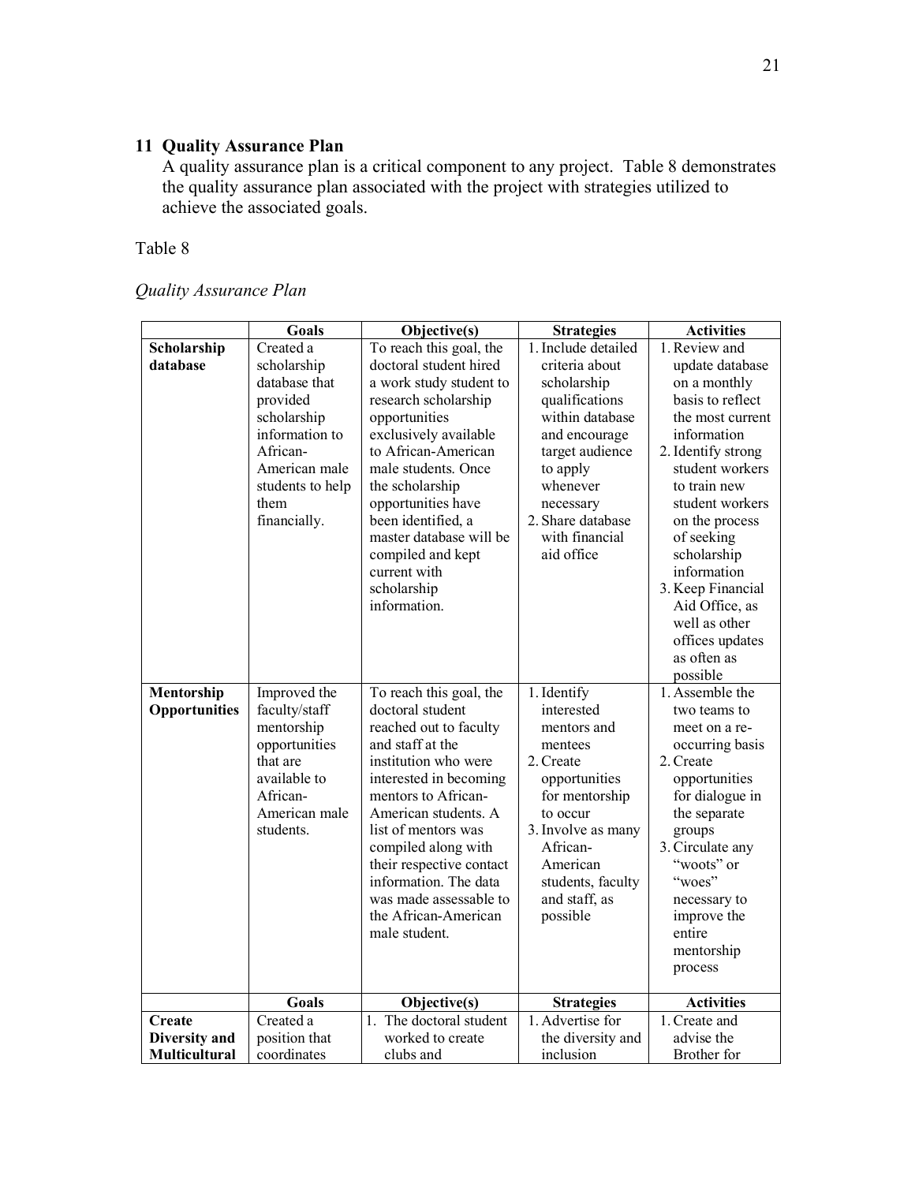## 11 Quality Assurance Plan

A quality assurance plan is a critical component to any project. Table 8 demonstrates the quality assurance plan associated with the project with strategies utilized to achieve the associated goals.

Table 8

*Quality Assurance Plan*

| | Goals | Objective(s) | Strategies | Activities |
|---|---|---|---|---|
| **Scholarship database** | Created a scholarship database that provided scholarship information to African-American male students to help them financially. | To reach this goal, the doctoral student hired a work study student to research scholarship opportunities exclusively available to African-American male students. Once the scholarship opportunities have been identified, a master database will be compiled and kept current with scholarship information. | 1. Include detailed criteria about scholarship qualifications within database and encourage target audience to apply whenever necessary<br>2. Share database with financial aid office | 1. Review and update database on a monthly basis to reflect the most current information<br>2. Identify strong student workers to train new student workers on the process of seeking scholarship information<br>3. Keep Financial Aid Office, as well as other offices updates as often as possible |
| **Mentorship Opportunities** | Improved the faculty/staff mentorship opportunities that are available to African-American male students. | To reach this goal, the doctoral student reached out to faculty and staff at the institution who were interested in becoming mentors to African-American students. A list of mentors was compiled along with their respective contact information. The data was made assessable to the African-American male student. | 1. Identify interested mentors and mentees<br>2. Create opportunities for mentorship to occur<br>3. Involve as many African-American students, faculty and staff, as possible | 1. Assemble the two teams to meet on a re-occurring basis<br>2. Create opportunities for dialogue in the separate groups<br>3. Circulate any "woots" or "woes" necessary to improve the entire mentorship process |
| | **Goals** | **Objective(s)** | **Strategies** | **Activities** |
| **Create Diversity and Multicultural** | Created a position that coordinates | 1. The doctoral student worked to create clubs and | 1. Advertise for the diversity and inclusion | 1. Create and advise the Brother for |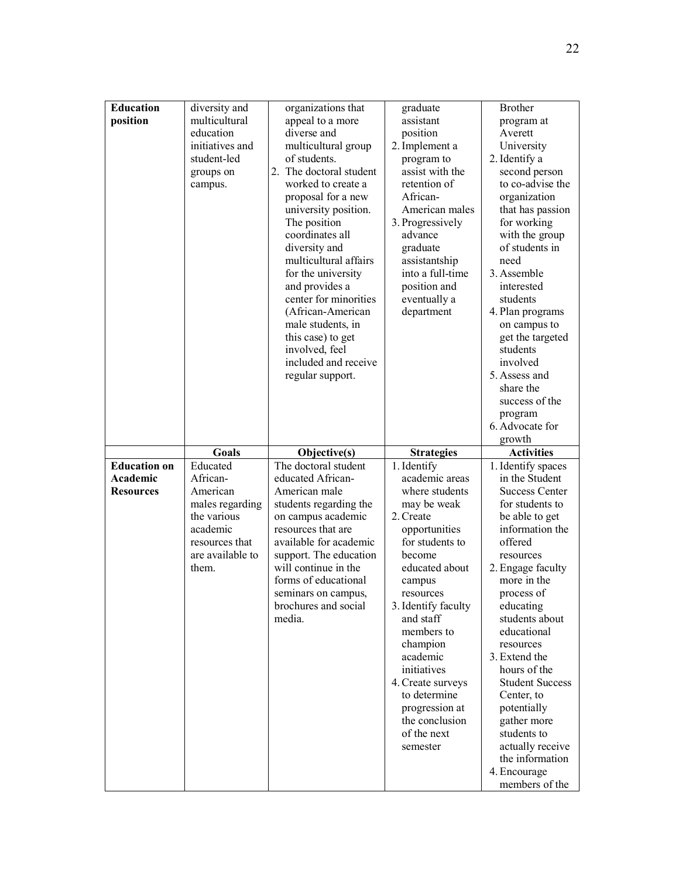| **Education position** | diversity and multicultural education initiatives and student-led groups on campus. | organizations that appeal to a more diverse and multicultural group of students. 2. The doctoral student worked to create a proposal for a new university position. The position coordinates all diversity and multicultural affairs for the university and provides a center for minorities (African-American male students, in this case) to get involved, feel included and receive regular support. | graduate assistant position 2. Implement a program to assist with the retention of African-American males 3. Progressively advance graduate assistantship into a full-time position and eventually a department | Brother program at Averett University 2. Identify a second person to co-advise the organization that has passion for working with the group of students in need 3. Assemble interested students 4. Plan programs on campus to get the targeted students involved 5. Assess and share the success of the program 6. Advocate for growth |
|---|---|---|---|---|
| | **Goals** | **Objective(s)** | **Strategies** | **Activities** |
| **Education on Academic Resources** | Educated African-American males regarding the various academic resources that are available to them. | The doctoral student educated African-American male students regarding the on campus academic resources that are available for academic support. The education will continue in the forms of educational seminars on campus, brochures and social media. | 1. Identify academic areas where students may be weak 2. Create opportunities for students to become educated about campus resources 3. Identify faculty and staff members to champion academic initiatives 4. Create surveys to determine progression at the conclusion of the next semester | 1. Identify spaces in the Student Success Center for students to be able to get information the offered resources 2. Engage faculty more in the process of educating students about educational resources 3. Extend the hours of the Student Success Center, to potentially gather more students to actually receive the information 4. Encourage members of the |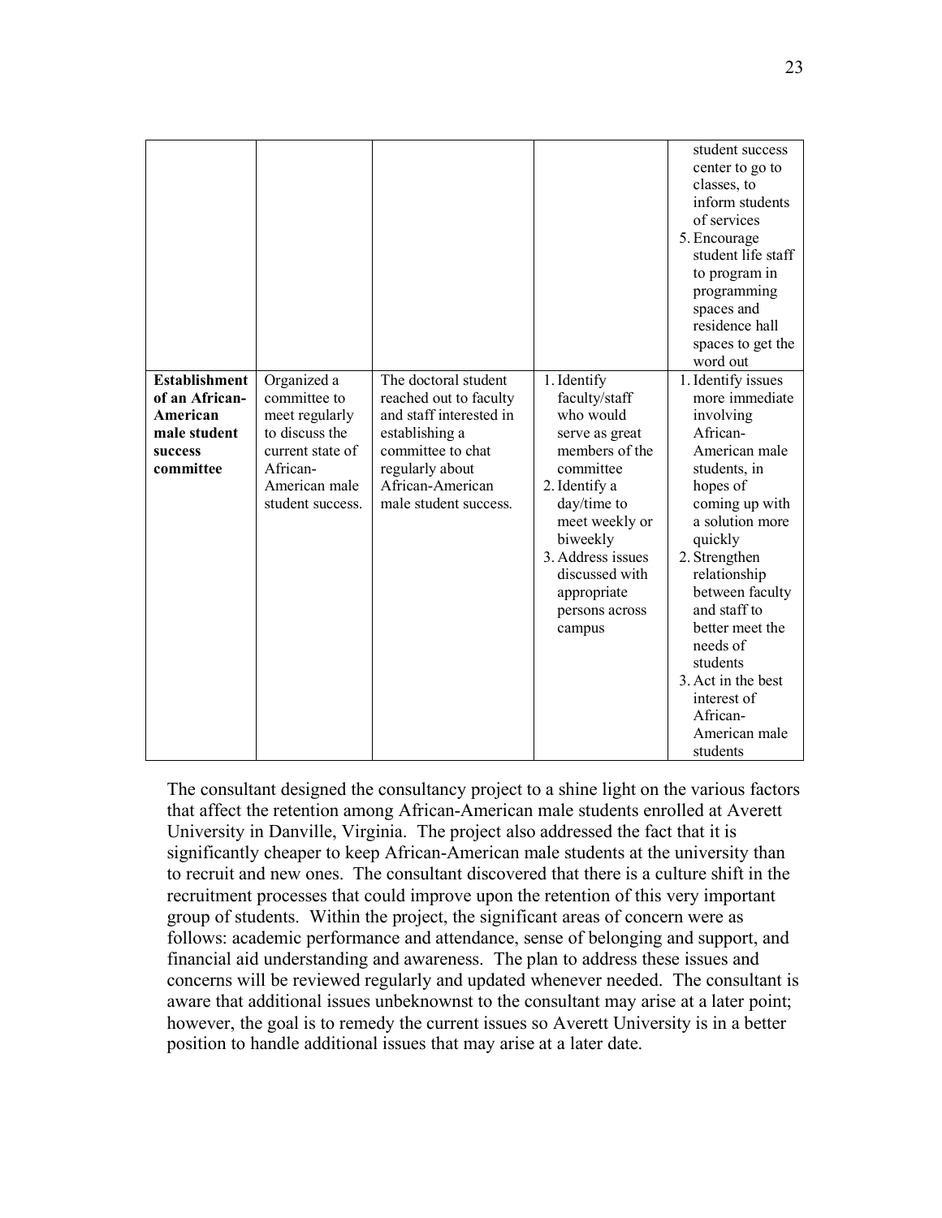| | | | | student success center to go to classes, to inform students of services<br>5. Encourage student life staff to program in programming spaces and residence hall spaces to get the word out |
|---|---|---|---|---|
| **Establishment of an African-American male student success committee** | Organized a committee to meet regularly to discuss the current state of African-American male student success. | The doctoral student reached out to faculty and staff interested in establishing a committee to chat regularly about African-American male student success. | 1. Identify faculty/staff who would serve as great members of the committee<br>2. Identify a day/time to meet weekly or biweekly<br>3. Address issues discussed with appropriate persons across campus | 1. Identify issues more immediate involving African-American male students, in hopes of coming up with a solution more quickly<br>2. Strengthen relationship between faculty and staff to better meet the needs of students<br>3. Act in the best interest of African-American male students |

The consultant designed the consultancy project to a shine light on the various factors that affect the retention among African-American male students enrolled at Averett University in Danville, Virginia. The project also addressed the fact that it is significantly cheaper to keep African-American male students at the university than to recruit and new ones. The consultant discovered that there is a culture shift in the recruitment processes that could improve upon the retention of this very important group of students. Within the project, the significant areas of concern were as follows: academic performance and attendance, sense of belonging and support, and financial aid understanding and awareness. The plan to address these issues and concerns will be reviewed regularly and updated whenever needed. The consultant is aware that additional issues unbeknownst to the consultant may arise at a later point; however, the goal is to remedy the current issues so Averett University is in a better position to handle additional issues that may arise at a later date.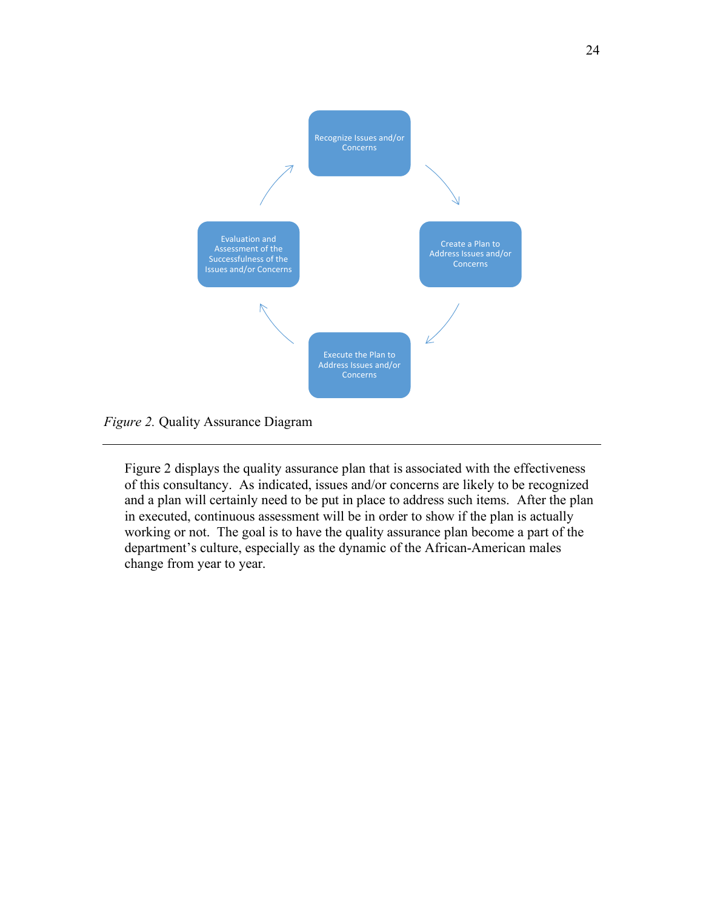Recognize Issues and/or Concerns

Create a Plan to Address Issues and/or Concerns

Execute the Plan to Address Issues and/or Concerns

Evaluation and Assessment of the Successfulness of the Issues and/or Concerns

*Figure 2.* Quality Assurance Diagram

---

Figure 2 displays the quality assurance plan that is associated with the effectiveness of this consultancy. As indicated, issues and/or concerns are likely to be recognized and a plan will certainly need to be put in place to address such items. After the plan in executed, continuous assessment will be in order to show if the plan is actually working or not. The goal is to have the quality assurance plan become a part of the department's culture, especially as the dynamic of the African-American males change from year to year.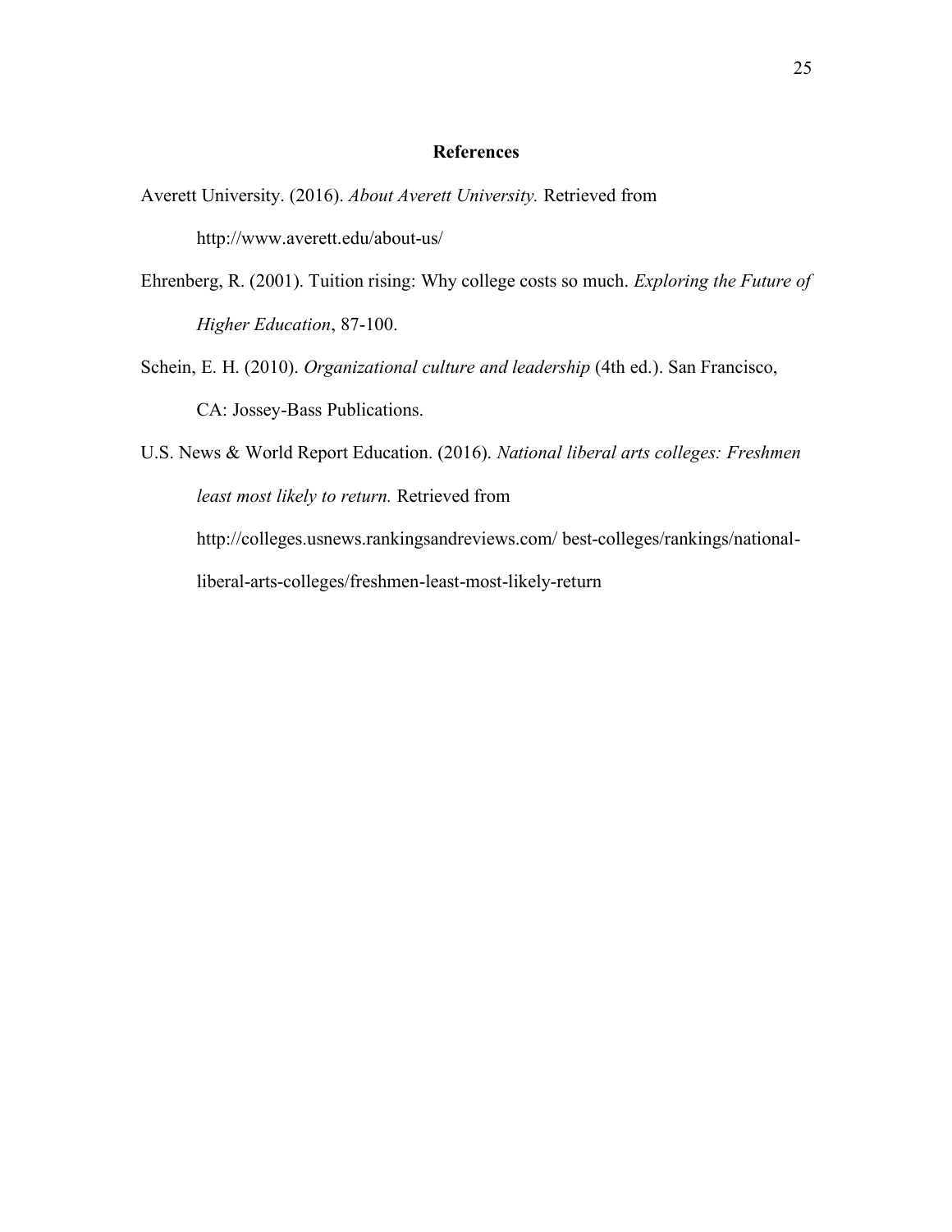# References

Averett University. (2016). *About Averett University.* Retrieved from http://www.averett.edu/about-us/

Ehrenberg, R. (2001). Tuition rising: Why college costs so much. *Exploring the Future of Higher Education*, 87-100.

Schein, E. H. (2010). *Organizational culture and leadership* (4th ed.). San Francisco, CA: Jossey-Bass Publications.

U.S. News & World Report Education. (2016). *National liberal arts colleges: Freshmen least most likely to return.* Retrieved from http://colleges.usnews.rankingsandreviews.com/ best-colleges/rankings/national-liberal-arts-colleges/freshmen-least-most-likely-return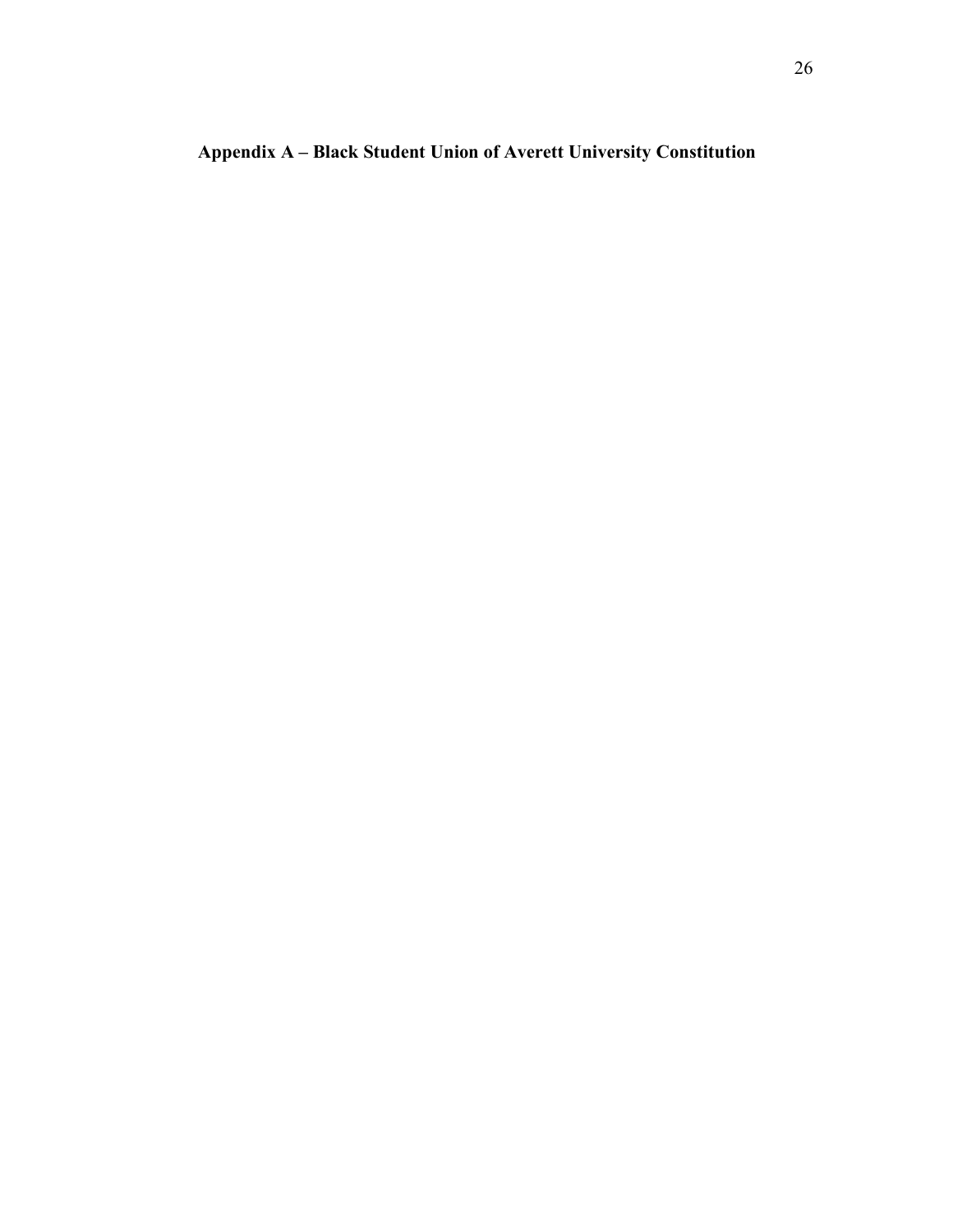## Appendix A – Black Student Union of Averett University Constitution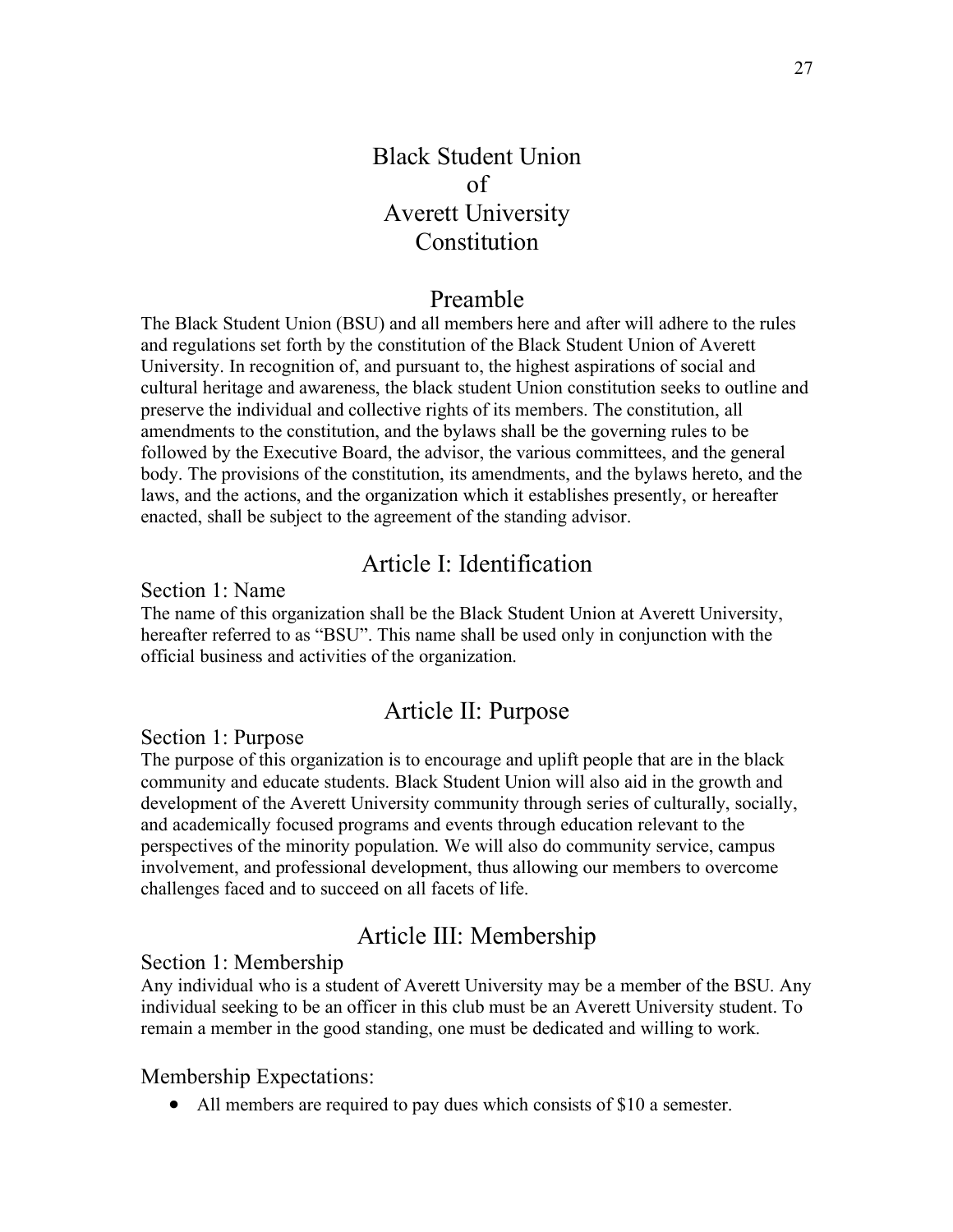# Black Student Union of Averett University Constitution

## Preamble

The Black Student Union (BSU) and all members here and after will adhere to the rules and regulations set forth by the constitution of the Black Student Union of Averett University. In recognition of, and pursuant to, the highest aspirations of social and cultural heritage and awareness, the black student Union constitution seeks to outline and preserve the individual and collective rights of its members. The constitution, all amendments to the constitution, and the bylaws shall be the governing rules to be followed by the Executive Board, the advisor, the various committees, and the general body. The provisions of the constitution, its amendments, and the bylaws hereto, and the laws, and the actions, and the organization which it establishes presently, or hereafter enacted, shall be subject to the agreement of the standing advisor.

## Article I: Identification

### Section 1: Name

The name of this organization shall be the Black Student Union at Averett University, hereafter referred to as "BSU". This name shall be used only in conjunction with the official business and activities of the organization.

## Article II: Purpose

### Section 1: Purpose

The purpose of this organization is to encourage and uplift people that are in the black community and educate students. Black Student Union will also aid in the growth and development of the Averett University community through series of culturally, socially, and academically focused programs and events through education relevant to the perspectives of the minority population. We will also do community service, campus involvement, and professional development, thus allowing our members to overcome challenges faced and to succeed on all facets of life.

## Article III: Membership

### Section 1: Membership

Any individual who is a student of Averett University may be a member of the BSU. Any individual seeking to be an officer in this club must be an Averett University student. To remain a member in the good standing, one must be dedicated and willing to work.

### Membership Expectations:

- All members are required to pay dues which consists of $10 a semester.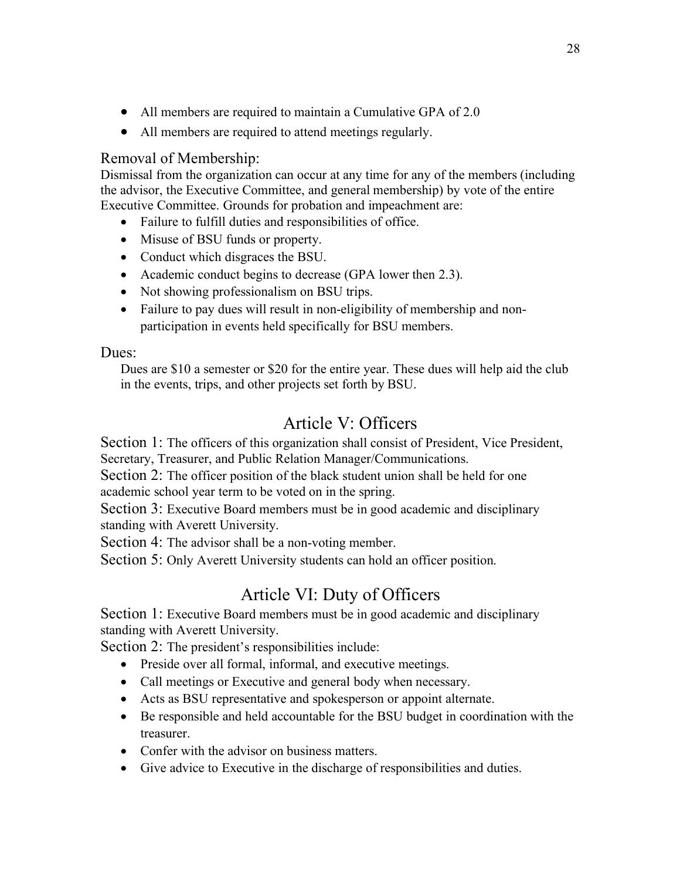- All members are required to maintain a Cumulative GPA of 2.0
- All members are required to attend meetings regularly.

### Removal of Membership:

Dismissal from the organization can occur at any time for any of the members (including the advisor, the Executive Committee, and general membership) by vote of the entire Executive Committee. Grounds for probation and impeachment are:

- Failure to fulfill duties and responsibilities of office.
- Misuse of BSU funds or property.
- Conduct which disgraces the BSU.
- Academic conduct begins to decrease (GPA lower then 2.3).
- Not showing professionalism on BSU trips.
- Failure to pay dues will result in non-eligibility of membership and non-participation in events held specifically for BSU members.

### Dues:

Dues are $10 a semester or $20 for the entire year. These dues will help aid the club in the events, trips, and other projects set forth by BSU.

## Article V: Officers

Section 1: The officers of this organization shall consist of President, Vice President, Secretary, Treasurer, and Public Relation Manager/Communications.

Section 2: The officer position of the black student union shall be held for one academic school year term to be voted on in the spring.

Section 3: Executive Board members must be in good academic and disciplinary standing with Averett University.

Section 4: The advisor shall be a non-voting member.

Section 5: Only Averett University students can hold an officer position.

## Article VI: Duty of Officers

Section 1: Executive Board members must be in good academic and disciplinary standing with Averett University.

Section 2: The president's responsibilities include:

- Preside over all formal, informal, and executive meetings.
- Call meetings or Executive and general body when necessary.
- Acts as BSU representative and spokesperson or appoint alternate.
- Be responsible and held accountable for the BSU budget in coordination with the treasurer.
- Confer with the advisor on business matters.
- Give advice to Executive in the discharge of responsibilities and duties.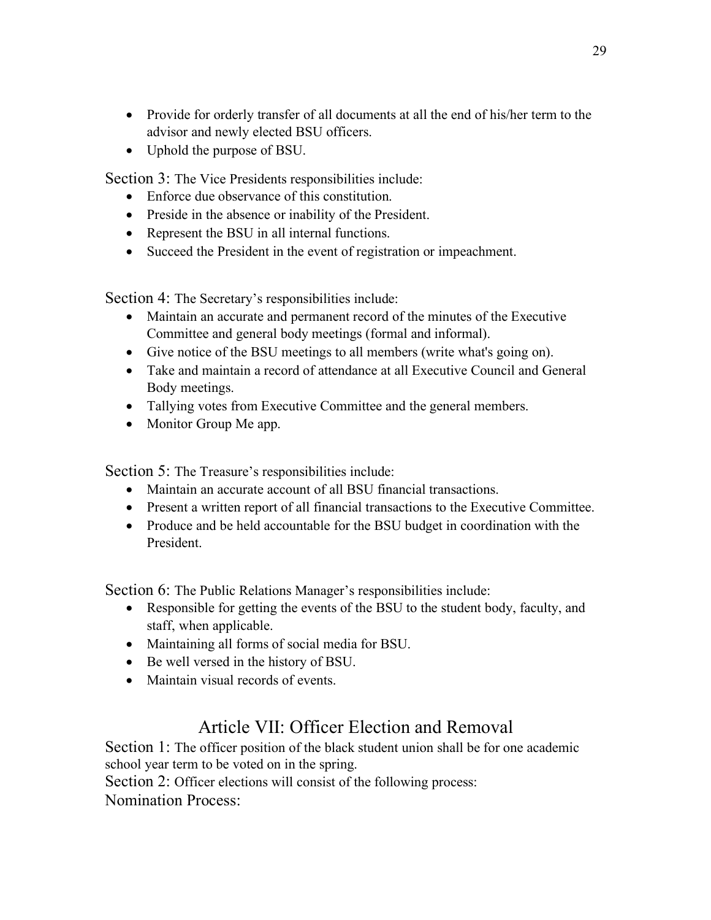- Provide for orderly transfer of all documents at all the end of his/her term to the advisor and newly elected BSU officers.
- Uphold the purpose of BSU.

Section 3: The Vice Presidents responsibilities include:

- Enforce due observance of this constitution.
- Preside in the absence or inability of the President.
- Represent the BSU in all internal functions.
- Succeed the President in the event of registration or impeachment.

Section 4: The Secretary's responsibilities include:

- Maintain an accurate and permanent record of the minutes of the Executive Committee and general body meetings (formal and informal).
- Give notice of the BSU meetings to all members (write what's going on).
- Take and maintain a record of attendance at all Executive Council and General Body meetings.
- Tallying votes from Executive Committee and the general members.
- Monitor Group Me app.

Section 5: The Treasure's responsibilities include:

- Maintain an accurate account of all BSU financial transactions.
- Present a written report of all financial transactions to the Executive Committee.
- Produce and be held accountable for the BSU budget in coordination with the President.

Section 6: The Public Relations Manager's responsibilities include:

- Responsible for getting the events of the BSU to the student body, faculty, and staff, when applicable.
- Maintaining all forms of social media for BSU.
- Be well versed in the history of BSU.
- Maintain visual records of events.

## Article VII: Officer Election and Removal

Section 1: The officer position of the black student union shall be for one academic school year term to be voted on in the spring.

Section 2: Officer elections will consist of the following process:

Nomination Process: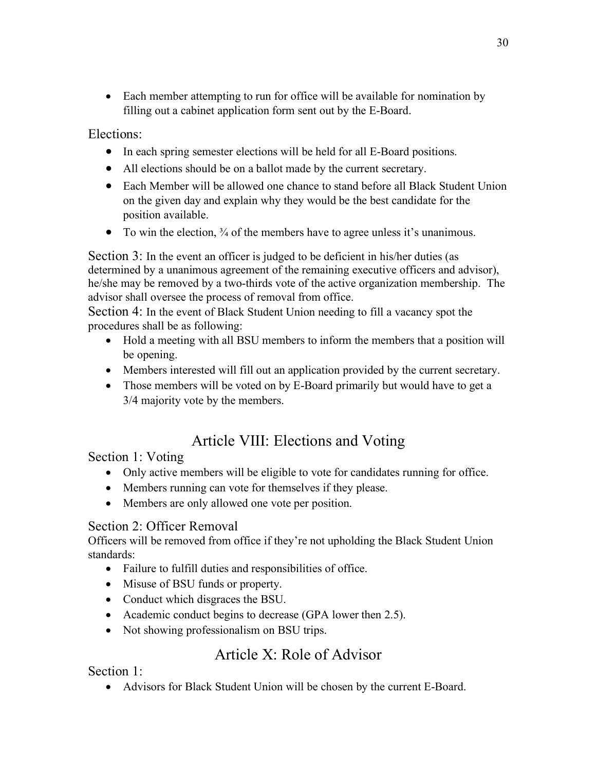- Each member attempting to run for office will be available for nomination by filling out a cabinet application form sent out by the E-Board.

Elections:

- In each spring semester elections will be held for all E-Board positions.
- All elections should be on a ballot made by the current secretary.
- Each Member will be allowed one chance to stand before all Black Student Union on the given day and explain why they would be the best candidate for the position available.
- To win the election, ¾ of the members have to agree unless it's unanimous.

Section 3: In the event an officer is judged to be deficient in his/her duties (as determined by a unanimous agreement of the remaining executive officers and advisor), he/she may be removed by a two-thirds vote of the active organization membership. The advisor shall oversee the process of removal from office.

Section 4: In the event of Black Student Union needing to fill a vacancy spot the procedures shall be as following:

- Hold a meeting with all BSU members to inform the members that a position will be opening.
- Members interested will fill out an application provided by the current secretary.
- Those members will be voted on by E-Board primarily but would have to get a 3/4 majority vote by the members.

## Article VIII: Elections and Voting

Section 1: Voting

- Only active members will be eligible to vote for candidates running for office.
- Members running can vote for themselves if they please.
- Members are only allowed one vote per position.

Section 2: Officer Removal

Officers will be removed from office if they're not upholding the Black Student Union standards:

- Failure to fulfill duties and responsibilities of office.
- Misuse of BSU funds or property.
- Conduct which disgraces the BSU.
- Academic conduct begins to decrease (GPA lower then 2.5).
- Not showing professionalism on BSU trips.

## Article X: Role of Advisor

Section 1:

- Advisors for Black Student Union will be chosen by the current E-Board.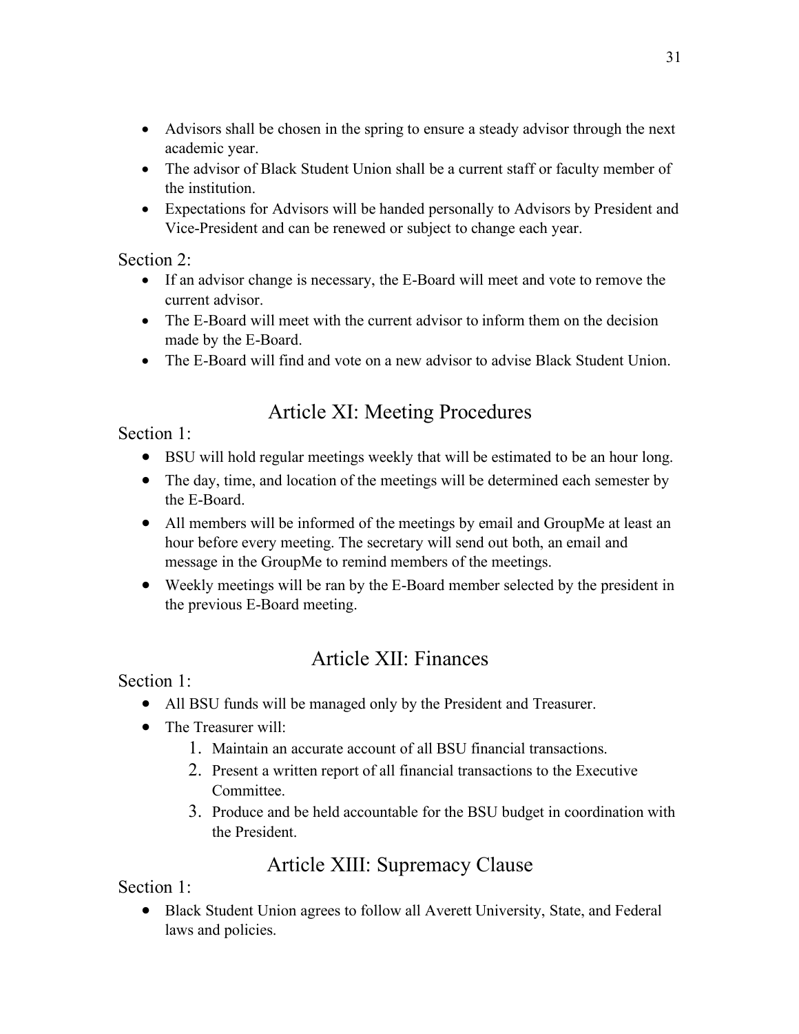- Advisors shall be chosen in the spring to ensure a steady advisor through the next academic year.
- The advisor of Black Student Union shall be a current staff or faculty member of the institution.
- Expectations for Advisors will be handed personally to Advisors by President and Vice-President and can be renewed or subject to change each year.

Section 2:

- If an advisor change is necessary, the E-Board will meet and vote to remove the current advisor.
- The E-Board will meet with the current advisor to inform them on the decision made by the E-Board.
- The E-Board will find and vote on a new advisor to advise Black Student Union.

## Article XI: Meeting Procedures

Section 1:

- BSU will hold regular meetings weekly that will be estimated to be an hour long.
- The day, time, and location of the meetings will be determined each semester by the E-Board.
- All members will be informed of the meetings by email and GroupMe at least an hour before every meeting. The secretary will send out both, an email and message in the GroupMe to remind members of the meetings.
- Weekly meetings will be ran by the E-Board member selected by the president in the previous E-Board meeting.

## Article XII: Finances

Section 1:

- All BSU funds will be managed only by the President and Treasurer.
- The Treasurer will:
    1. Maintain an accurate account of all BSU financial transactions.
    2. Present a written report of all financial transactions to the Executive Committee.
    3. Produce and be held accountable for the BSU budget in coordination with the President.

## Article XIII: Supremacy Clause

Section 1:

- Black Student Union agrees to follow all Averett University, State, and Federal laws and policies.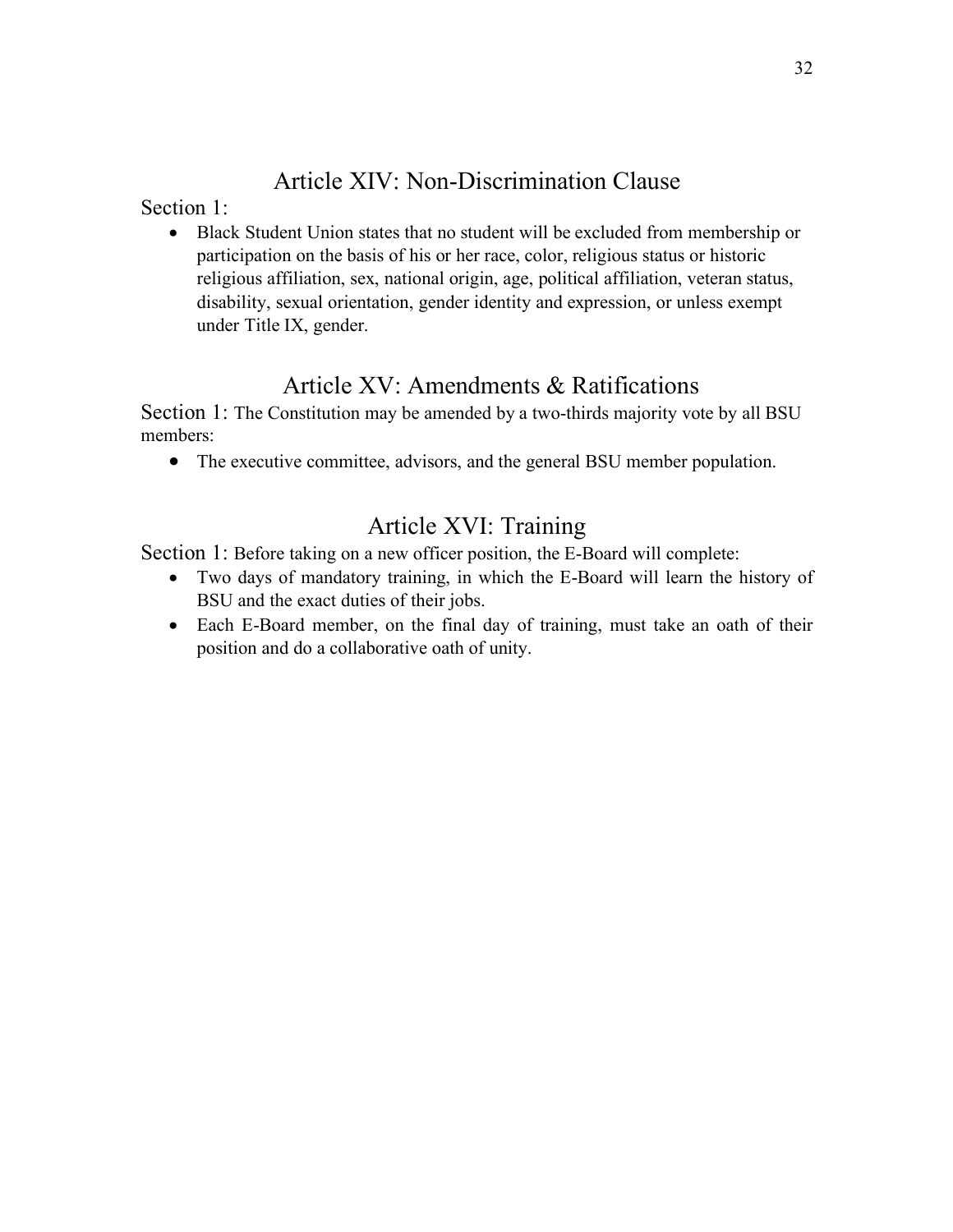## Article XIV: Non-Discrimination Clause

Section 1:

- Black Student Union states that no student will be excluded from membership or participation on the basis of his or her race, color, religious status or historic religious affiliation, sex, national origin, age, political affiliation, veteran status, disability, sexual orientation, gender identity and expression, or unless exempt under Title IX, gender.

## Article XV: Amendments & Ratifications

Section 1: The Constitution may be amended by a two-thirds majority vote by all BSU members:

- The executive committee, advisors, and the general BSU member population.

## Article XVI: Training

Section 1: Before taking on a new officer position, the E-Board will complete:

- Two days of mandatory training, in which the E-Board will learn the history of BSU and the exact duties of their jobs.
- Each E-Board member, on the final day of training, must take an oath of their position and do a collaborative oath of unity.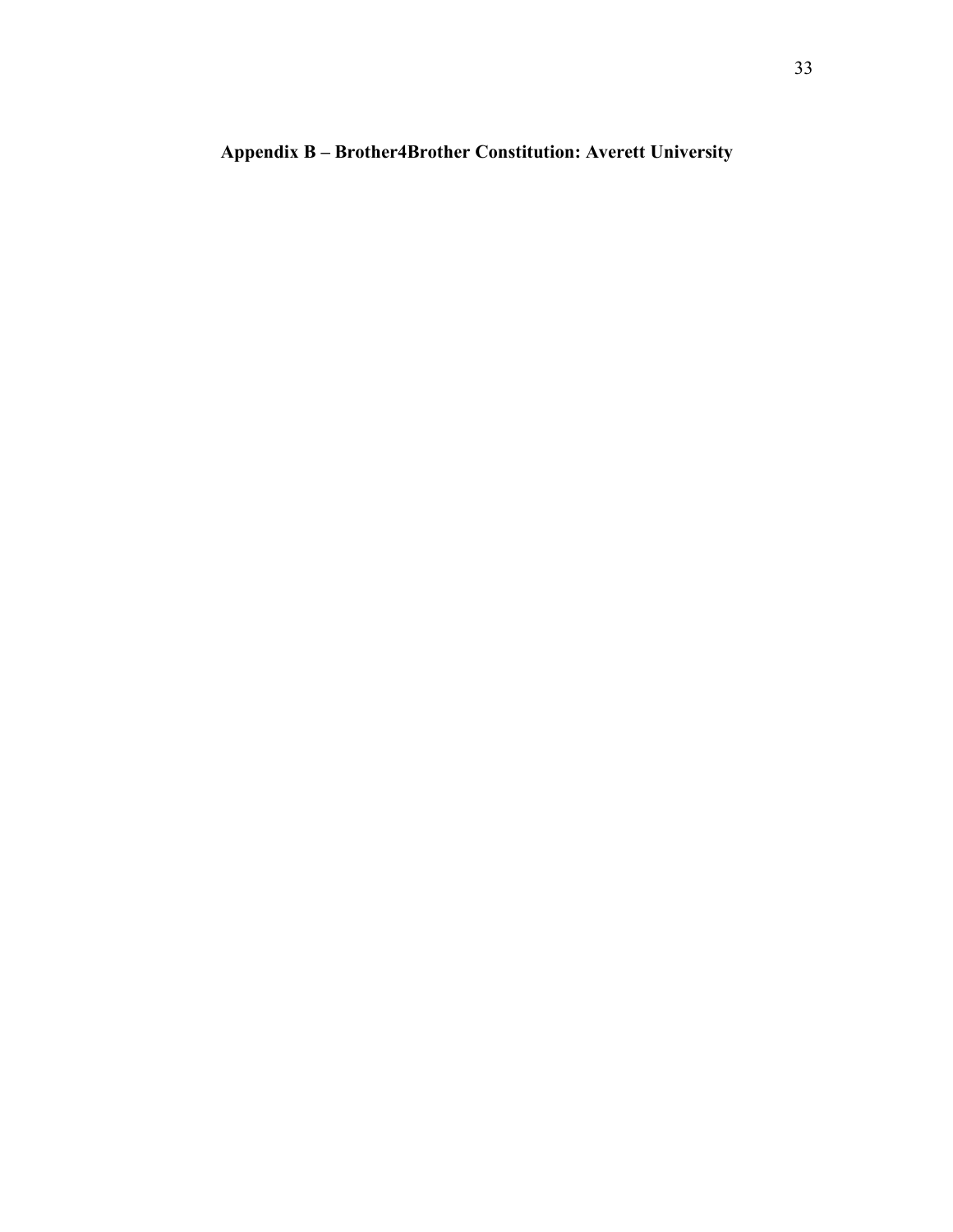## Appendix B – Brother4Brother Constitution: Averett University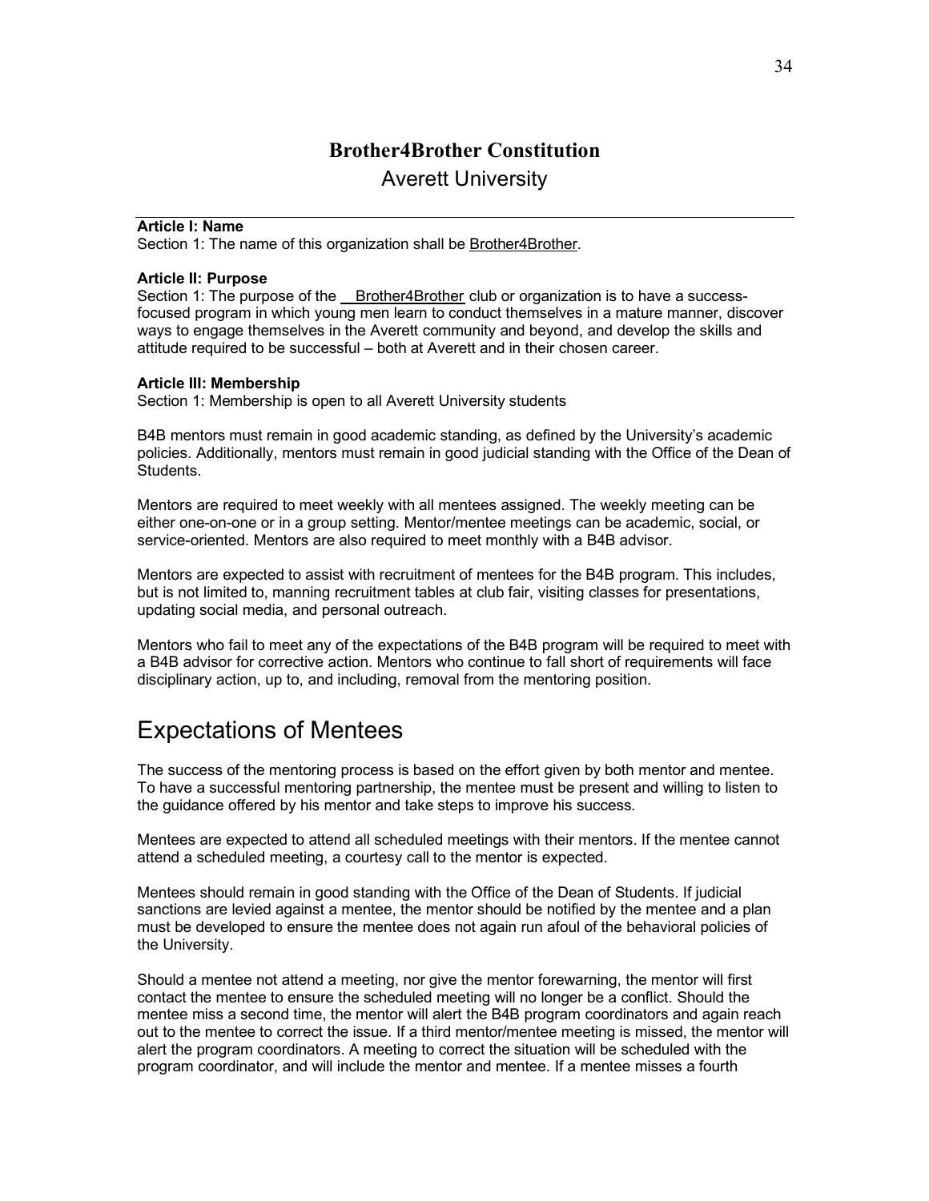# Brother4Brother Constitution

## Averett University

**Article I: Name**

Section 1: The name of this organization shall be Brother4Brother.

**Article II: Purpose**

Section 1: The purpose of the Brother4Brother club or organization is to have a success-focused program in which young men learn to conduct themselves in a mature manner, discover ways to engage themselves in the Averett community and beyond, and develop the skills and attitude required to be successful – both at Averett and in their chosen career.

**Article III: Membership**

Section 1: Membership is open to all Averett University students

B4B mentors must remain in good academic standing, as defined by the University's academic policies. Additionally, mentors must remain in good judicial standing with the Office of the Dean of Students.

Mentors are required to meet weekly with all mentees assigned. The weekly meeting can be either one-on-one or in a group setting. Mentor/mentee meetings can be academic, social, or service-oriented. Mentors are also required to meet monthly with a B4B advisor.

Mentors are expected to assist with recruitment of mentees for the B4B program. This includes, but is not limited to, manning recruitment tables at club fair, visiting classes for presentations, updating social media, and personal outreach.

Mentors who fail to meet any of the expectations of the B4B program will be required to meet with a B4B advisor for corrective action. Mentors who continue to fall short of requirements will face disciplinary action, up to, and including, removal from the mentoring position.

## Expectations of Mentees

The success of the mentoring process is based on the effort given by both mentor and mentee. To have a successful mentoring partnership, the mentee must be present and willing to listen to the guidance offered by his mentor and take steps to improve his success.

Mentees are expected to attend all scheduled meetings with their mentors. If the mentee cannot attend a scheduled meeting, a courtesy call to the mentor is expected.

Mentees should remain in good standing with the Office of the Dean of Students. If judicial sanctions are levied against a mentee, the mentor should be notified by the mentee and a plan must be developed to ensure the mentee does not again run afoul of the behavioral policies of the University.

Should a mentee not attend a meeting, nor give the mentor forewarning, the mentor will first contact the mentee to ensure the scheduled meeting will no longer be a conflict. Should the mentee miss a second time, the mentor will alert the B4B program coordinators and again reach out to the mentee to correct the issue. If a third mentor/mentee meeting is missed, the mentor will alert the program coordinators. A meeting to correct the situation will be scheduled with the program coordinator, and will include the mentor and mentee. If a mentee misses a fourth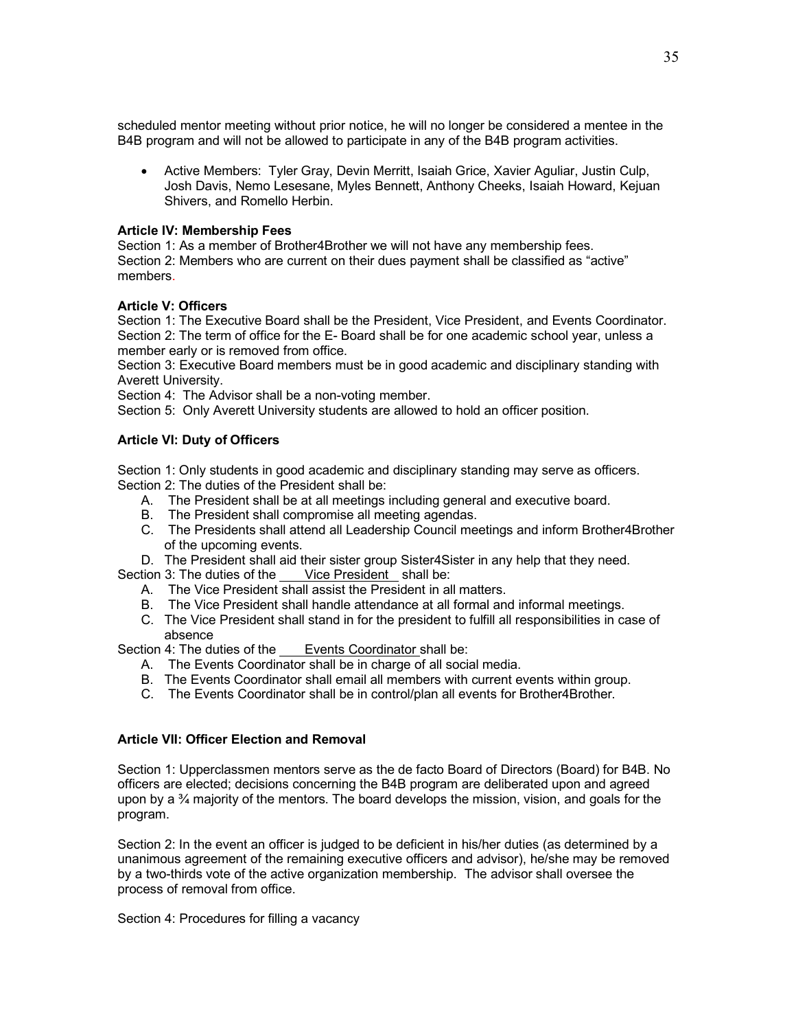scheduled mentor meeting without prior notice, he will no longer be considered a mentee in the B4B program and will not be allowed to participate in any of the B4B program activities.

- Active Members: Tyler Gray, Devin Merritt, Isaiah Grice, Xavier Aguliar, Justin Culp, Josh Davis, Nemo Lesesane, Myles Bennett, Anthony Cheeks, Isaiah Howard, Kejuan Shivers, and Romello Herbin.

**Article IV: Membership Fees**

Section 1: As a member of Brother4Brother we will not have any membership fees.
Section 2: Members who are current on their dues payment shall be classified as "active" members.

**Article V: Officers**

Section 1: The Executive Board shall be the President, Vice President, and Events Coordinator.
Section 2: The term of office for the E- Board shall be for one academic school year, unless a member early or is removed from office.
Section 3: Executive Board members must be in good academic and disciplinary standing with Averett University.
Section 4: The Advisor shall be a non-voting member.
Section 5: Only Averett University students are allowed to hold an officer position.

**Article VI: Duty of Officers**

Section 1: Only students in good academic and disciplinary standing may serve as officers.
Section 2: The duties of the President shall be:

A. The President shall be at all meetings including general and executive board.
B. The President shall compromise all meeting agendas.
C. The Presidents shall attend all Leadership Council meetings and inform Brother4Brother of the upcoming events.
D. The President shall aid their sister group Sister4Sister in any help that they need.

Section 3: The duties of the Vice President shall be:

A. The Vice President shall assist the President in all matters.
B. The Vice President shall handle attendance at all formal and informal meetings.
C. The Vice President shall stand in for the president to fulfill all responsibilities in case of absence

Section 4: The duties of the Events Coordinator shall be:

A. The Events Coordinator shall be in charge of all social media.
B. The Events Coordinator shall email all members with current events within group.
C. The Events Coordinator shall be in control/plan all events for Brother4Brother.

**Article VII: Officer Election and Removal**

Section 1: Upperclassmen mentors serve as the de facto Board of Directors (Board) for B4B. No officers are elected; decisions concerning the B4B program are deliberated upon and agreed upon by a ¾ majority of the mentors. The board develops the mission, vision, and goals for the program.

Section 2: In the event an officer is judged to be deficient in his/her duties (as determined by a unanimous agreement of the remaining executive officers and advisor), he/she may be removed by a two-thirds vote of the active organization membership. The advisor shall oversee the process of removal from office.

Section 4: Procedures for filling a vacancy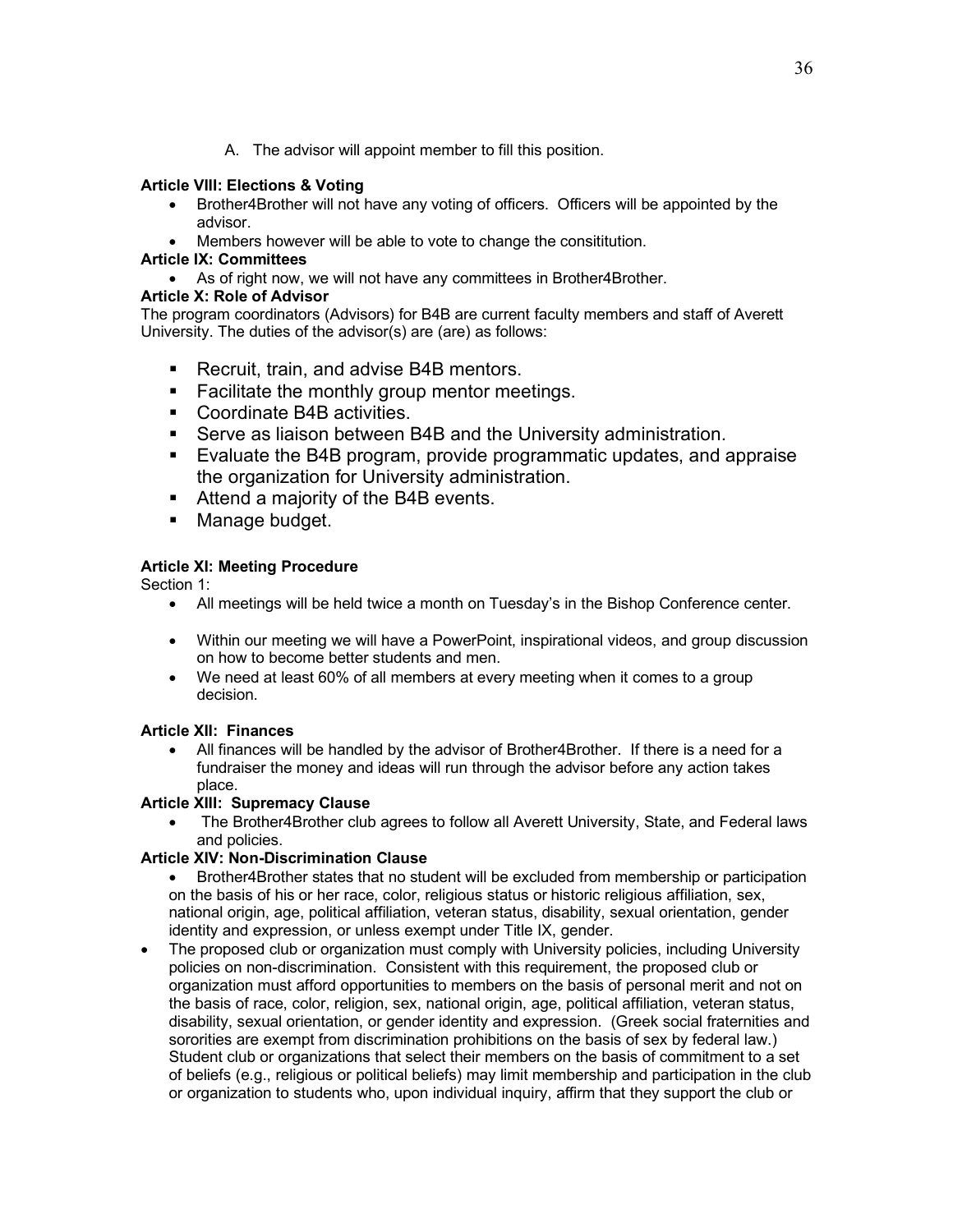A. The advisor will appoint member to fill this position.

**Article VIII: Elections & Voting**

- Brother4Brother will not have any voting of officers. Officers will be appointed by the advisor.
- Members however will be able to vote to change the consititution.

**Article IX: Committees**

- As of right now, we will not have any committees in Brother4Brother.

**Article X: Role of Advisor**

The program coordinators (Advisors) for B4B are current faculty members and staff of Averett University. The duties of the advisor(s) are (are) as follows:

- Recruit, train, and advise B4B mentors.
- Facilitate the monthly group mentor meetings.
- Coordinate B4B activities.
- Serve as liaison between B4B and the University administration.
- Evaluate the B4B program, provide programmatic updates, and appraise the organization for University administration.
- Attend a majority of the B4B events.
- Manage budget.

**Article XI: Meeting Procedure**

Section 1:

- All meetings will be held twice a month on Tuesday's in the Bishop Conference center.
- Within our meeting we will have a PowerPoint, inspirational videos, and group discussion on how to become better students and men.
- We need at least 60% of all members at every meeting when it comes to a group decision.

**Article XII: Finances**

- All finances will be handled by the advisor of Brother4Brother. If there is a need for a fundraiser the money and ideas will run through the advisor before any action takes place.

**Article XIII: Supremacy Clause**

- The Brother4Brother club agrees to follow all Averett University, State, and Federal laws and policies.

**Article XIV: Non-Discrimination Clause**

- Brother4Brother states that no student will be excluded from membership or participation on the basis of his or her race, color, religious status or historic religious affiliation, sex, national origin, age, political affiliation, veteran status, disability, sexual orientation, gender identity and expression, or unless exempt under Title IX, gender.
- The proposed club or organization must comply with University policies, including University policies on non-discrimination. Consistent with this requirement, the proposed club or organization must afford opportunities to members on the basis of personal merit and not on the basis of race, color, religion, sex, national origin, age, political affiliation, veteran status, disability, sexual orientation, or gender identity and expression. (Greek social fraternities and sororities are exempt from discrimination prohibitions on the basis of sex by federal law.) Student club or organizations that select their members on the basis of commitment to a set of beliefs (e.g., religious or political beliefs) may limit membership and participation in the club or organization to students who, upon individual inquiry, affirm that they support the club or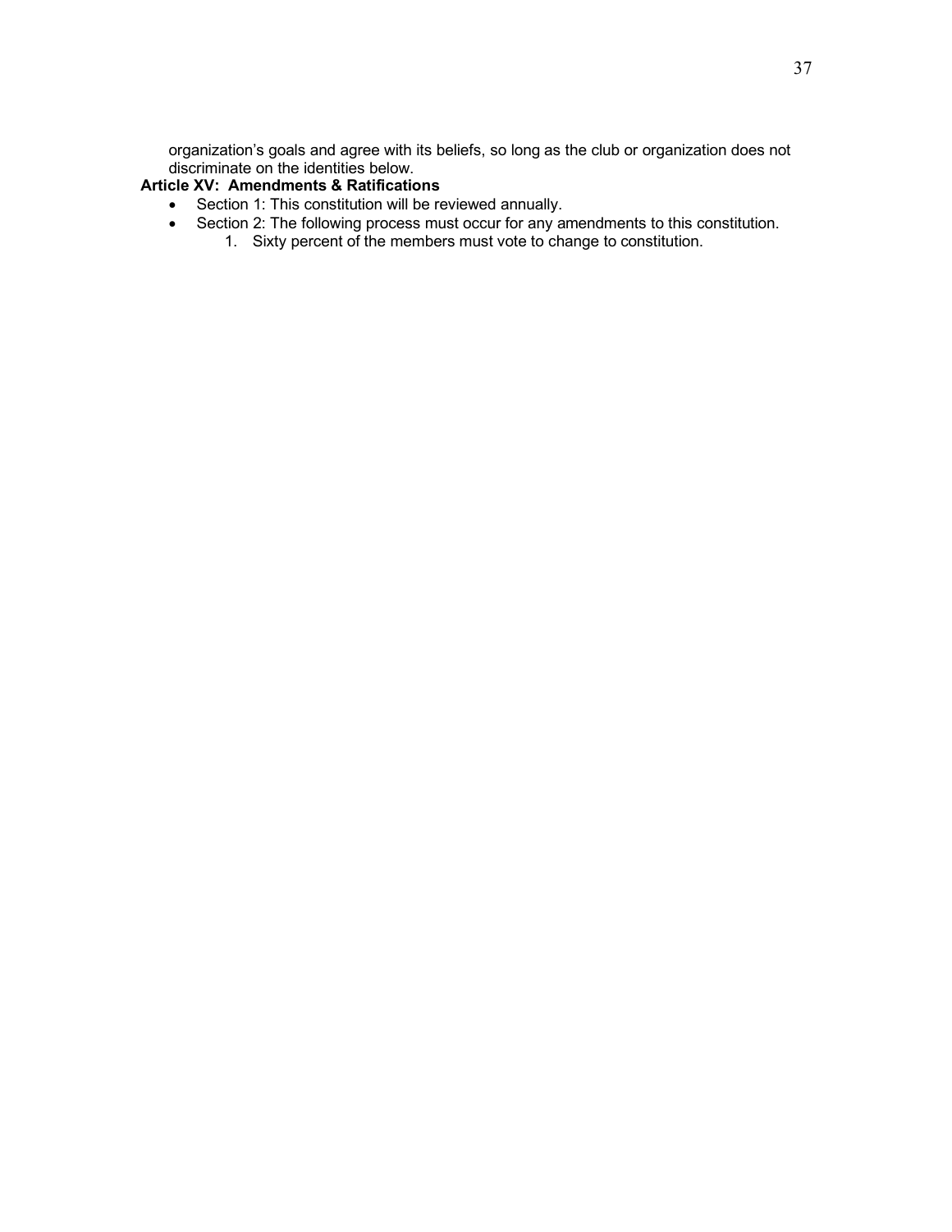organization's goals and agree with its beliefs, so long as the club or organization does not discriminate on the identities below.

**Article XV: Amendments & Ratifications**

- Section 1: This constitution will be reviewed annually.
- Section 2: The following process must occur for any amendments to this constitution.
    1. Sixty percent of the members must vote to change to constitution.